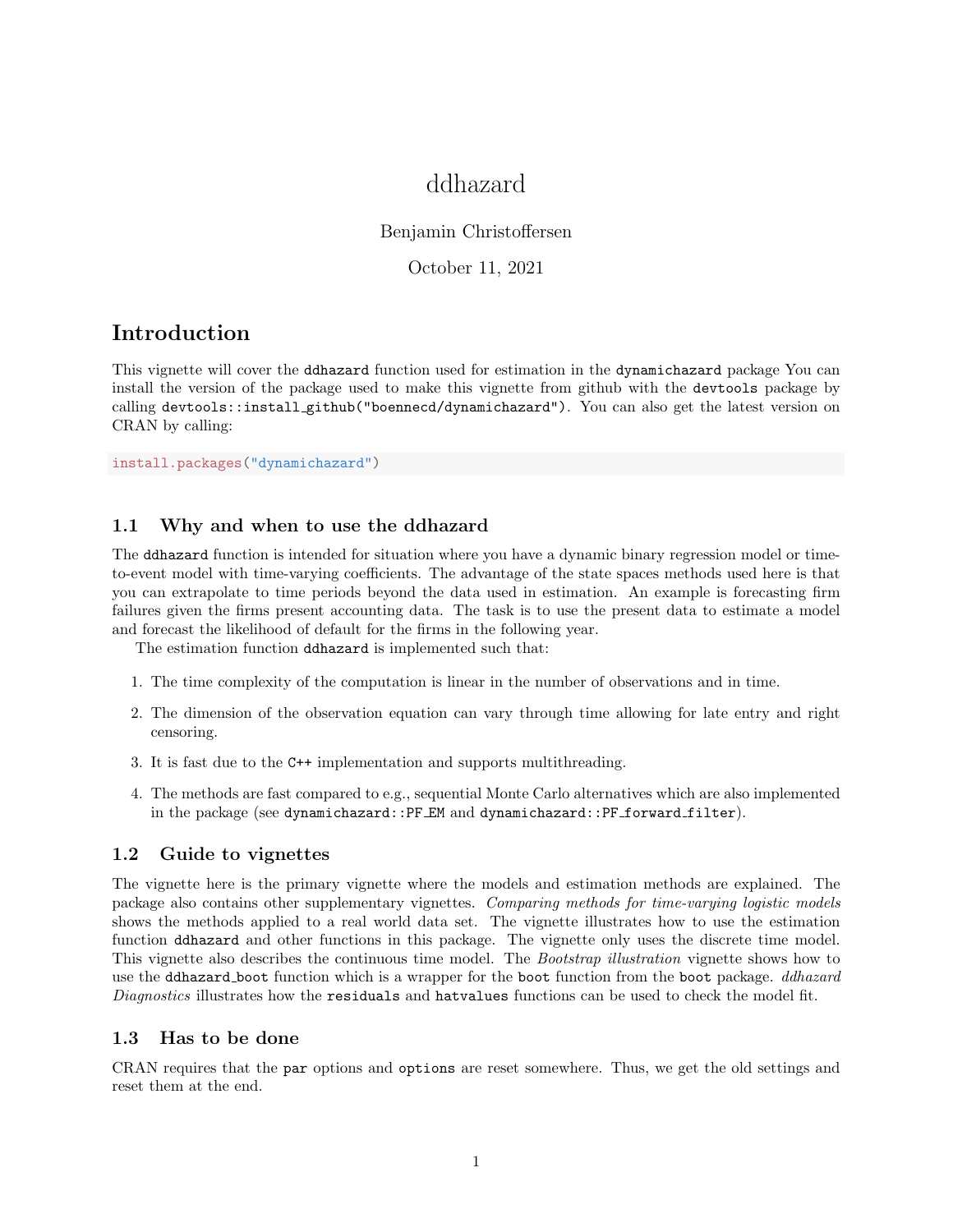# ddhazard

Benjamin Christoffersen

October 11, 2021

## Introduction

This vignette will cover the `ddhazard` function used for estimation in the `dynamichazard` package You can install the version of the package used to make this vignette from github with the `devtools` package by calling `devtools::install_github("boennecd/dynamichazard")`. You can also get the latest version on CRAN by calling:

```
install.packages("dynamichazard")
```

### 1.1 Why and when to use the ddhazard

The `ddhazard` function is intended for situation where you have a dynamic binary regression model or time-to-event model with time-varying coefficients. The advantage of the state spaces methods used here is that you can extrapolate to time periods beyond the data used in estimation. An example is forecasting firm failures given the firms present accounting data. The task is to use the present data to estimate a model and forecast the likelihood of default for the firms in the following year.

The estimation function `ddhazard` is implemented such that:

1. The time complexity of the computation is linear in the number of observations and in time.
2. The dimension of the observation equation can vary through time allowing for late entry and right censoring.
3. It is fast due to the `C++` implementation and supports multithreading.
4. The methods are fast compared to e.g., sequential Monte Carlo alternatives which are also implemented in the package (see `dynamichazard::PF_EM` and `dynamichazard::PF_forward_filter`).

### 1.2 Guide to vignettes

The vignette here is the primary vignette where the models and estimation methods are explained. The package also contains other supplementary vignettes. *Comparing methods for time-varying logistic models* shows the methods applied to a real world data set. The vignette illustrates how to use the estimation function `ddhazard` and other functions in this package. The vignette only uses the discrete time model. This vignette also describes the continuous time model. The *Bootstrap illustration* vignette shows how to use the `ddhazard_boot` function which is a wrapper for the `boot` function from the `boot` package. *ddhazard Diagnostics* illustrates how the `residuals` and `hatvalues` functions can be used to check the model fit.

### 1.3 Has to be done

CRAN requires that the `par` options and `options` are reset somewhere. Thus, we get the old settings and reset them at the end.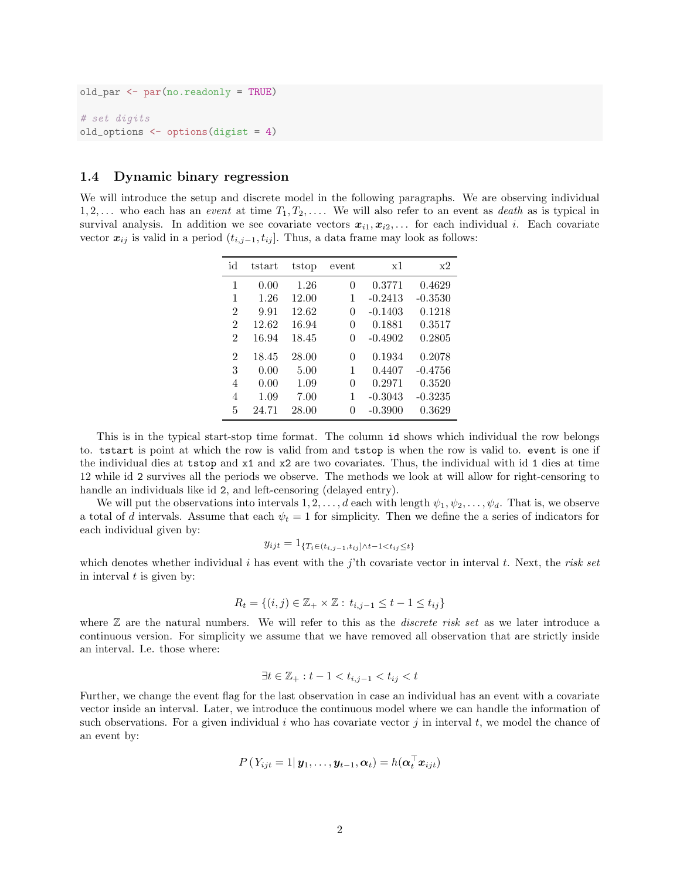```r
old_par <- par(no.readonly = TRUE)

# set digits
old_options <- options(digist = 4)
```

### 1.4 Dynamic binary regression

We will introduce the setup and discrete model in the following paragraphs. We are observing individual $1, 2, \ldots$ who each has an *event* at time $T_1, T_2, \ldots$. We will also refer to an event as *death* as is typical in survival analysis. In addition we see covariate vectors $\boldsymbol{x}_{i1}, \boldsymbol{x}_{i2}, \ldots$ for each individual $i$. Each covariate vector $\boldsymbol{x}_{ij}$ is valid in a period $(t_{i,j-1}, t_{ij}]$. Thus, a data frame may look as follows:

| id | tstart | tstop | event | x1 | x2 |
|---|---|---|---|---|---|
| 1 | 0.00 | 1.26 | 0 | 0.3771 | 0.4629 |
| 1 | 1.26 | 12.00 | 1 | -0.2413 | -0.3530 |
| 2 | 9.91 | 12.62 | 0 | -0.1403 | 0.1218 |
| 2 | 12.62 | 16.94 | 0 | 0.1881 | 0.3517 |
| 2 | 16.94 | 18.45 | 0 | -0.4902 | 0.2805 |
| 2 | 18.45 | 28.00 | 0 | 0.1934 | 0.2078 |
| 3 | 0.00 | 5.00 | 1 | 0.4407 | -0.4756 |
| 4 | 0.00 | 1.09 | 0 | 0.2971 | 0.3520 |
| 4 | 1.09 | 7.00 | 1 | -0.3043 | -0.3235 |
| 5 | 24.71 | 28.00 | 0 | -0.3900 | 0.3629 |

This is in the typical start-stop time format. The column `id` shows which individual the row belongs to. `tstart` is point at which the row is valid from and `tstop` is when the row is valid to. `event` is one if the individual dies at `tstop` and `x1` and `x2` are two covariates. Thus, the individual with id `1` dies at time 12 while id `2` survives all the periods we observe. The methods we look at will allow for right-censoring to handle an individuals like id `2`, and left-censoring (delayed entry).

We will put the observations into intervals $1, 2, \ldots, d$ each with length $\psi_1, \psi_2, \ldots, \psi_d$. That is, we observe a total of $d$ intervals. Assume that each $\psi_t = 1$ for simplicity. Then we define the a series of indicators for each individual given by:

$$y_{ijt} = 1_{\{T_i \in (t_{i,j-1}, t_{ij}] \wedge t-1 < t_{ij} \leq t\}}$$

which denotes whether individual $i$ has event with the $j$'th covariate vector in interval $t$. Next, the *risk set* in interval $t$ is given by:

$$R_t = \{(i,j) \in \mathbb{Z}_+ \times \mathbb{Z} : \, t_{i,j-1} \leq t-1 \leq t_{ij}\}$$

where $\mathbb{Z}$ are the natural numbers. We will refer to this as the *discrete risk set* as we later introduce a continuous version. For simplicity we assume that we have removed all observation that are strictly inside an interval. I.e. those where:

$$\exists t \in \mathbb{Z}_+ : t-1 < t_{i,j-1} < t_{ij} < t$$

Further, we change the event flag for the last observation in case an individual has an event with a covariate vector inside an interval. Later, we introduce the continuous model where we can handle the information of such observations. For a given individual $i$ who has covariate vector $j$ in interval $t$, we model the chance of an event by:

$$P\left(Y_{ijt} = 1 | \, \boldsymbol{y}_1, \ldots, \boldsymbol{y}_{t-1}, \boldsymbol{\alpha}_t\right) = h(\boldsymbol{\alpha}_t^\top \boldsymbol{x}_{ijt})$$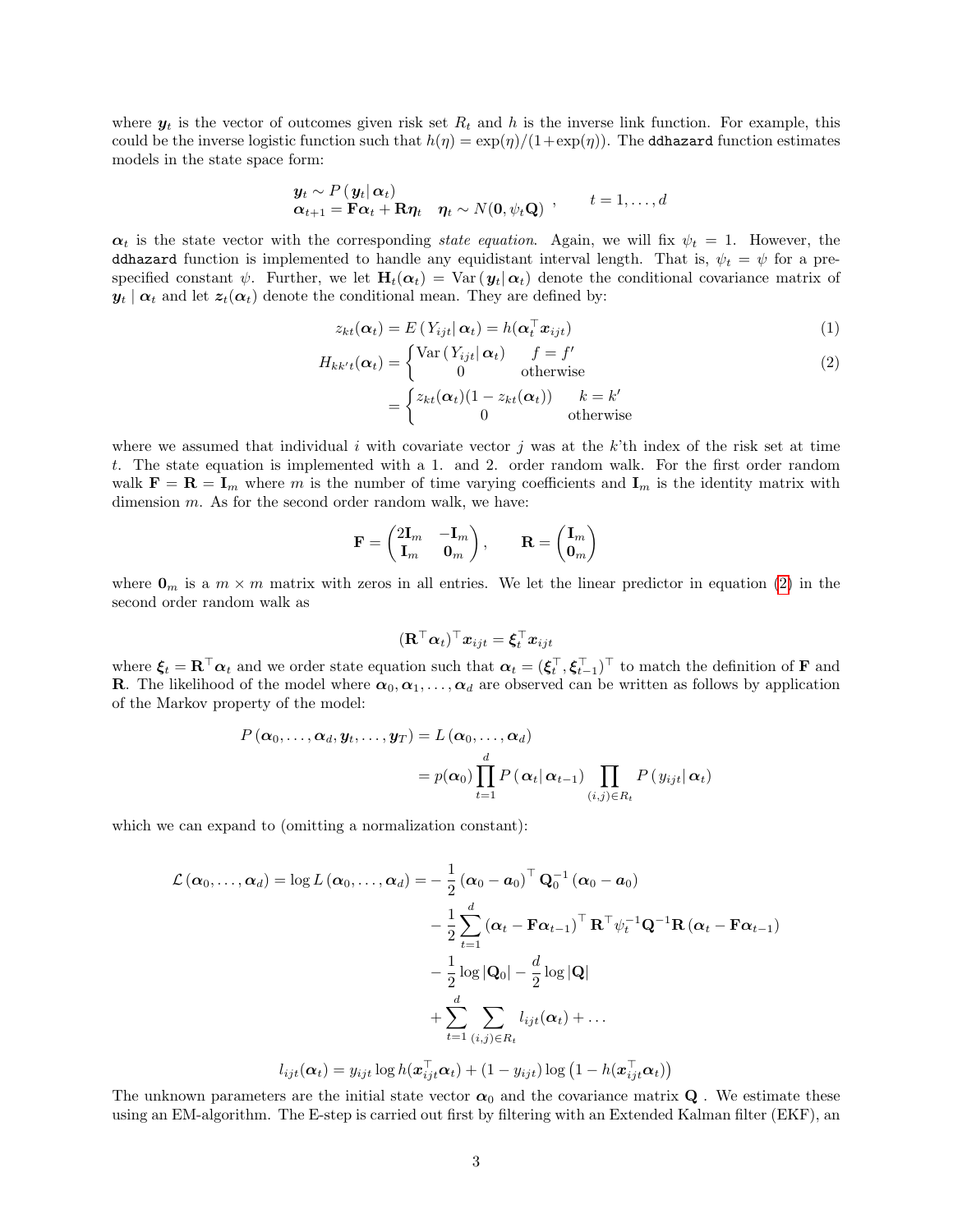where $\boldsymbol{y}_t$ is the vector of outcomes given risk set $R_t$ and $h$ is the inverse link function. For example, this could be the inverse logistic function such that $h(\eta) = \exp(\eta)/(1+\exp(\eta))$. The `ddhazard` function estimates models in the state space form:

$$
\begin{array}{ll}
\boldsymbol{y}_t \sim P\left(\boldsymbol{y}_t \middle| \boldsymbol{\alpha}_t\right) & \\
\boldsymbol{\alpha}_{t+1} = \mathbf{F}\boldsymbol{\alpha}_t + \mathbf{R}\boldsymbol{\eta}_t \quad \boldsymbol{\eta}_t \sim N(\mathbf{0}, \psi_t \mathbf{Q})
\end{array}, \qquad t = 1, \dots, d
$$

$\boldsymbol{\alpha}_t$ is the state vector with the corresponding *state equation*. Again, we will fix $\psi_t = 1$. However, the `ddhazard` function is implemented to handle any equidistant interval length. That is, $\psi_t = \psi$ for a pre-specified constant $\psi$. Further, we let $\mathbf{H}_t(\boldsymbol{\alpha}_t) = \text{Var}\left(\boldsymbol{y}_t \middle| \boldsymbol{\alpha}_t\right)$ denote the conditional covariance matrix of $\boldsymbol{y}_t \mid \boldsymbol{\alpha}_t$ and let $\boldsymbol{z}_t(\boldsymbol{\alpha}_t)$ denote the conditional mean. They are defined by:

$$
z_{kt}(\boldsymbol{\alpha}_t) = E\left(Y_{ijt} \middle| \boldsymbol{\alpha}_t\right) = h(\boldsymbol{\alpha}_t^\top \boldsymbol{x}_{ijt}) \tag{1}
$$

$$
\begin{aligned}
H_{kk't}(\boldsymbol{\alpha}_t) &= \begin{cases} \text{Var}\left(Y_{ijt} \middle| \boldsymbol{\alpha}_t\right) & f = f' \\ 0 & \text{otherwise} \end{cases} \\
&= \begin{cases} z_{kt}(\boldsymbol{\alpha}_t)(1 - z_{kt}(\boldsymbol{\alpha}_t)) & k = k' \\ 0 & \text{otherwise} \end{cases}
\end{aligned} \tag{2}
$$

where we assumed that individual $i$ with covariate vector $j$ was at the $k$'th index of the risk set at time $t$. The state equation is implemented with a 1. and 2. order random walk. For the first order random walk $\mathbf{F} = \mathbf{R} = \mathbf{I}_m$ where $m$ is the number of time varying coefficients and $\mathbf{I}_m$ is the identity matrix with dimension $m$. As for the second order random walk, we have:

$$
\mathbf{F} = \begin{pmatrix} 2\mathbf{I}_m & -\mathbf{I}_m \\ \mathbf{I}_m & \mathbf{0}_m \end{pmatrix}, \qquad \mathbf{R} = \begin{pmatrix} \mathbf{I}_m \\ \mathbf{0}_m \end{pmatrix}
$$

where $\mathbf{0}_m$ is a $m \times m$ matrix with zeros in all entries. We let the linear predictor in equation (2) in the second order random walk as

$$
(\mathbf{R}^\top \boldsymbol{\alpha}_t)^\top \boldsymbol{x}_{ijt} = \boldsymbol{\xi}_t^\top \boldsymbol{x}_{ijt}
$$

where $\boldsymbol{\xi}_t = \mathbf{R}^\top \boldsymbol{\alpha}_t$ and we order state equation such that $\boldsymbol{\alpha}_t = (\boldsymbol{\xi}_t^\top, \boldsymbol{\xi}_{t-1}^\top)^\top$ to match the definition of $\mathbf{F}$ and $\mathbf{R}$. The likelihood of the model where $\boldsymbol{\alpha}_0, \boldsymbol{\alpha}_1, \dots, \boldsymbol{\alpha}_d$ are observed can be written as follows by application of the Markov property of the model:

$$
\begin{aligned}
P\left(\boldsymbol{\alpha}_0, \dots, \boldsymbol{\alpha}_d, \boldsymbol{y}_t, \dots, \boldsymbol{y}_T\right) &= L\left(\boldsymbol{\alpha}_0, \dots, \boldsymbol{\alpha}_d\right) \\
&= p(\boldsymbol{\alpha}_0) \prod_{t=1}^{d} P\left(\boldsymbol{\alpha}_t \middle| \boldsymbol{\alpha}_{t-1}\right) \prod_{(i,j) \in R_t} P\left(y_{ijt} \middle| \boldsymbol{\alpha}_t\right)
\end{aligned}
$$

which we can expand to (omitting a normalization constant):

$$
\begin{aligned}
\mathcal{L}\left(\boldsymbol{\alpha}_0, \dots, \boldsymbol{\alpha}_d\right) = \log L\left(\boldsymbol{\alpha}_0, \dots, \boldsymbol{\alpha}_d\right) = &-\frac{1}{2}\left(\boldsymbol{\alpha}_0 - \boldsymbol{a}_0\right)^\top \mathbf{Q}_0^{-1}\left(\boldsymbol{\alpha}_0 - \boldsymbol{a}_0\right) \\
&- \frac{1}{2}\sum_{t=1}^{d}\left(\boldsymbol{\alpha}_t - \mathbf{F}\boldsymbol{\alpha}_{t-1}\right)^\top \mathbf{R}^\top \psi_t^{-1} \mathbf{Q}^{-1} \mathbf{R}\left(\boldsymbol{\alpha}_t - \mathbf{F}\boldsymbol{\alpha}_{t-1}\right) \\
&- \frac{1}{2}\log|\mathbf{Q}_0| - \frac{d}{2}\log|\mathbf{Q}| \\
&+ \sum_{t=1}^{d}\sum_{(i,j) \in R_t} l_{ijt}(\boldsymbol{\alpha}_t) + \dots
\end{aligned}
$$

$$
l_{ijt}(\boldsymbol{\alpha}_t) = y_{ijt}\log h(\boldsymbol{x}_{ijt}^\top \boldsymbol{\alpha}_t) + (1 - y_{ijt})\log\left(1 - h(\boldsymbol{x}_{ijt}^\top \boldsymbol{\alpha}_t)\right)
$$

The unknown parameters are the initial state vector $\boldsymbol{\alpha}_0$ and the covariance matrix $\mathbf{Q}$ . We estimate these using an EM-algorithm. The E-step is carried out first by filtering with an Extended Kalman filter (EKF), an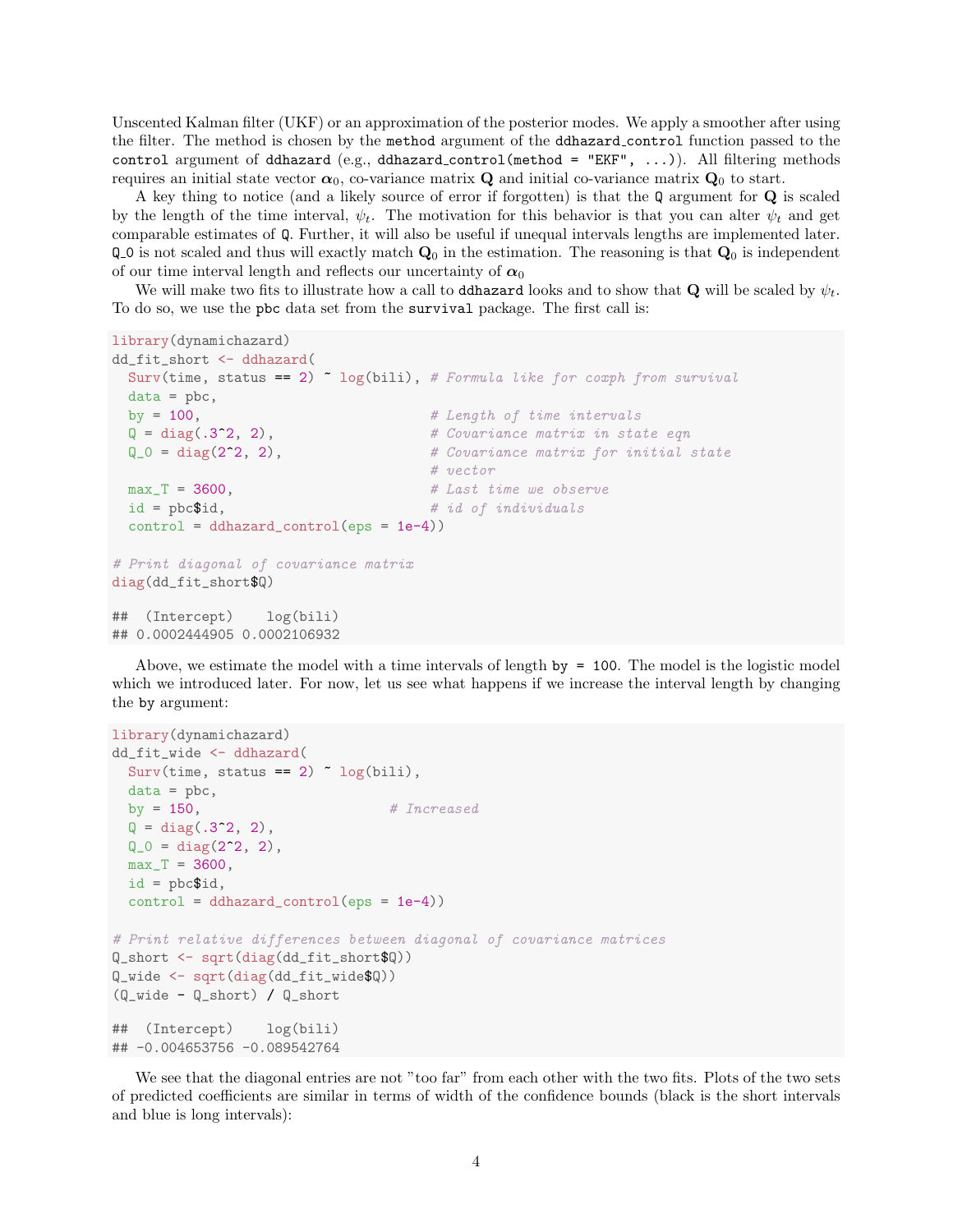Unscented Kalman filter (UKF) or an approximation of the posterior modes. We apply a smoother after using the filter. The method is chosen by the `method` argument of the `ddhazard_control` function passed to the `control` argument of `ddhazard` (e.g., `ddhazard_control(method = "EKF", ...)`). All filtering methods requires an initial state vector $\boldsymbol{\alpha}_0$, co-variance matrix $\mathbf{Q}$ and initial co-variance matrix $\mathbf{Q}_0$ to start.

A key thing to notice (and a likely source of error if forgotten) is that the `Q` argument for $\mathbf{Q}$ is scaled by the length of the time interval, $\psi_t$. The motivation for this behavior is that you can alter $\psi_t$ and get comparable estimates of `Q`. Further, it will also be useful if unequal intervals lengths are implemented later. `Q_0` is not scaled and thus will exactly match $\mathbf{Q}_0$ in the estimation. The reasoning is that $\mathbf{Q}_0$ is independent of our time interval length and reflects our uncertainty of $\boldsymbol{\alpha}_0$

We will make two fits to illustrate how a call to `ddhazard` looks and to show that $\mathbf{Q}$ will be scaled by $\psi_t$. To do so, we use the `pbc` data set from the `survival` package. The first call is:

```
library(dynamichazard)
dd_fit_short <- ddhazard(
  Surv(time, status == 2) ~ log(bili), # Formula like for coxph from survival
  data = pbc,
  by = 100,                            # Length of time intervals
  Q = diag(.3^2, 2),                   # Covariance matrix in state eqn
  Q_0 = diag(2^2, 2),                  # Covariance matrix for initial state
                                       # vector
  max_T = 3600,                        # Last time we observe
  id = pbc$id,                         # id of individuals
  control = ddhazard_control(eps = 1e-4))

# Print diagonal of covariance matrix
diag(dd_fit_short$Q)

##  (Intercept)    log(bili)
## 0.0002444905 0.0002106932
```

Above, we estimate the model with a time intervals of length `by = 100`. The model is the logistic model which we introduced later. For now, let us see what happens if we increase the interval length by changing the `by` argument:

```
library(dynamichazard)
dd_fit_wide <- ddhazard(
  Surv(time, status == 2) ~ log(bili),
  data = pbc,
  by = 150,                       # Increased
  Q = diag(.3^2, 2),
  Q_0 = diag(2^2, 2),
  max_T = 3600,
  id = pbc$id,
  control = ddhazard_control(eps = 1e-4))

# Print relative differences between diagonal of covariance matrices
Q_short <- sqrt(diag(dd_fit_short$Q))
Q_wide <- sqrt(diag(dd_fit_wide$Q))
(Q_wide - Q_short) / Q_short

##  (Intercept)    log(bili)
## -0.004653756 -0.089542764
```

We see that the diagonal entries are not "too far" from each other with the two fits. Plots of the two sets of predicted coefficients are similar in terms of width of the confidence bounds (black is the short intervals and blue is long intervals):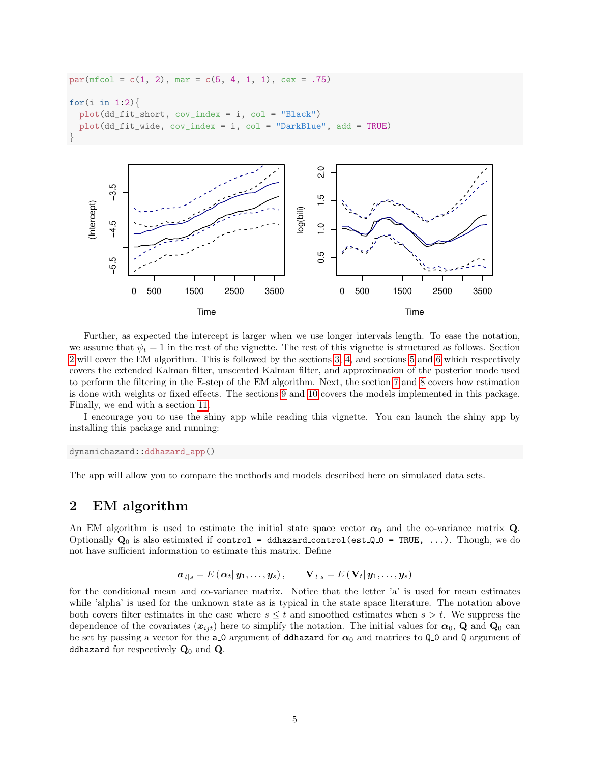```r
par(mfcol = c(1, 2), mar = c(5, 4, 1, 1), cex = .75)

for(i in 1:2){
  plot(dd_fit_short, cov_index = i, col = "Black")
  plot(dd_fit_wide, cov_index = i, col = "DarkBlue", add = TRUE)
}
```

Further, as expected the intercept is larger when we use longer intervals length. To ease the notation, we assume that $\psi_t = 1$ in the rest of the vignette. The rest of this vignette is structured as follows. Section 2 will cover the EM algorithm. This is followed by the sections 3, 4, and sections 5 and 6 which respectively covers the extended Kalman filter, unscented Kalman filter, and approximation of the posterior mode used to perform the filtering in the E-step of the EM algorithm. Next, the section 7 and 8 covers how estimation is done with weights or fixed effects. The sections 9 and 10 covers the models implemented in this package. Finally, we end with a section 11.

I encourage you to use the shiny app while reading this vignette. You can launch the shiny app by installing this package and running:

```r
dynamichazard::ddhazard_app()
```

The app will allow you to compare the methods and models described here on simulated data sets.

## 2 EM algorithm

An EM algorithm is used to estimate the initial state space vector $\boldsymbol{\alpha}_0$ and the co-variance matrix $\mathbf{Q}$. Optionally $\mathbf{Q}_0$ is also estimated if `control = ddhazard_control(est_Q_0 = TRUE, ...)`. Though, we do not have sufficient information to estimate this matrix. Define

$$\boldsymbol{a}_{t|s} = E\left(\boldsymbol{\alpha}_t | \boldsymbol{y}_1, \dots, \boldsymbol{y}_s\right), \qquad \mathbf{V}_{t|s} = E\left(\mathbf{V}_t | \boldsymbol{y}_1, \dots, \boldsymbol{y}_s\right)$$

for the conditional mean and co-variance matrix. Notice that the letter 'a' is used for mean estimates while 'alpha' is used for the unknown state as is typical in the state space literature. The notation above both covers filter estimates in the case where $s \leq t$ and smoothed estimates when $s > t$. We suppress the dependence of the covariates ($\boldsymbol{x}_{ijt}$) here to simplify the notation. The initial values for $\boldsymbol{\alpha}_0$, $\mathbf{Q}$ and $\mathbf{Q}_0$ can be set by passing a vector for the `a_0` argument of `ddhazard` for $\boldsymbol{\alpha}_0$ and matrices to `Q_0` and `Q` argument of `ddhazard` for respectively $\mathbf{Q}_0$ and $\mathbf{Q}$.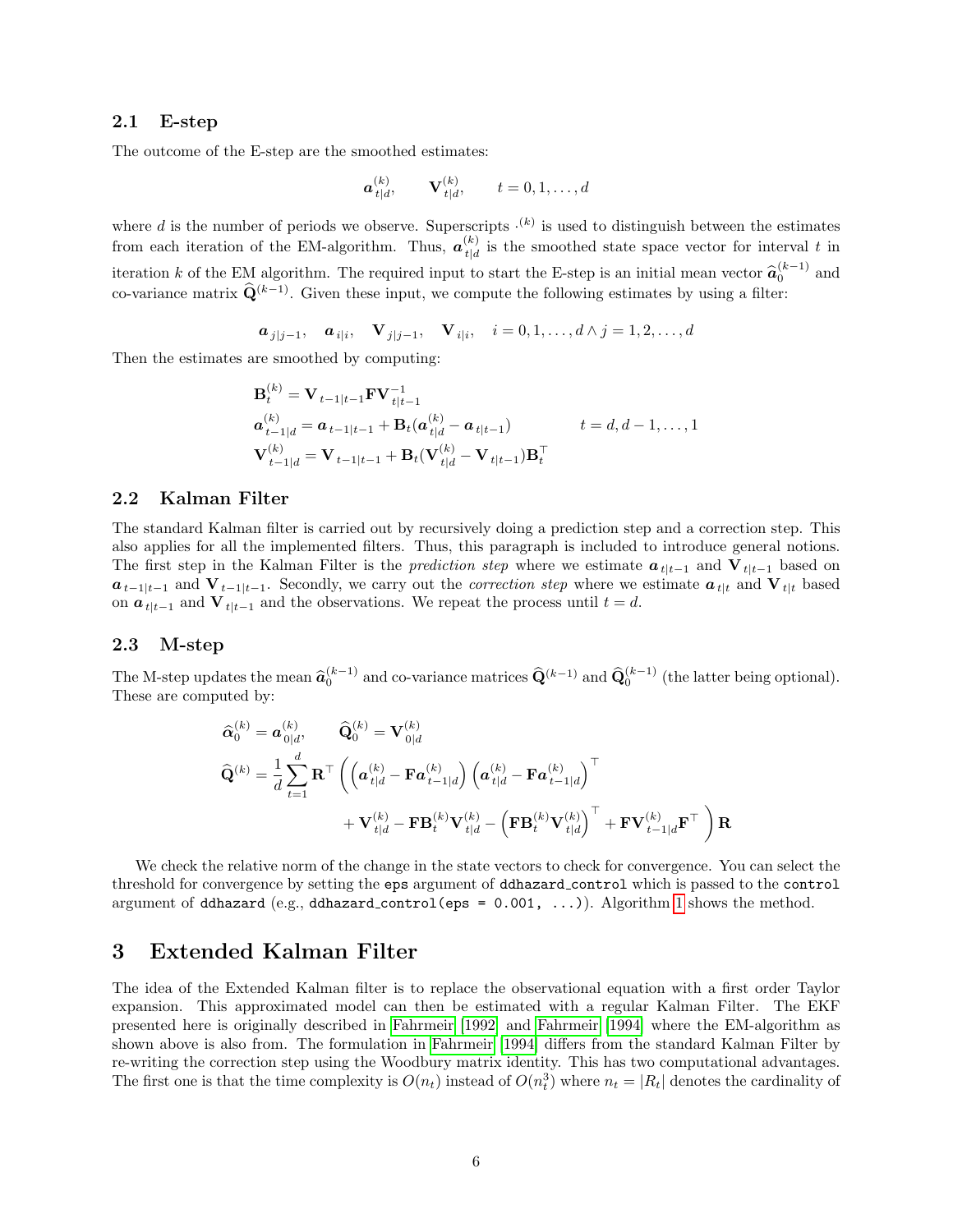## 2.1 E-step

The outcome of the E-step are the smoothed estimates:

$$\boldsymbol{a}^{(k)}_{t|d}, \qquad \mathbf{V}^{(k)}_{t|d}, \qquad t = 0, 1, \dots, d$$

where $d$ is the number of periods we observe. Superscripts $\cdot^{(k)}$ is used to distinguish between the estimates from each iteration of the EM-algorithm. Thus, $\boldsymbol{a}^{(k)}_{t|d}$ is the smoothed state space vector for interval $t$ in iteration $k$ of the EM algorithm. The required input to start the E-step is an initial mean vector $\widehat{\boldsymbol{a}}^{(k-1)}_0$ and co-variance matrix $\widehat{\mathbf{Q}}^{(k-1)}$. Given these input, we compute the following estimates by using a filter:

$$\boldsymbol{a}_{j|j-1}, \quad \boldsymbol{a}_{i|i}, \quad \mathbf{V}_{j|j-1}, \quad \mathbf{V}_{i|i}, \quad i = 0, 1, \dots, d \wedge j = 1, 2, \dots, d$$

Then the estimates are smoothed by computing:

$$\begin{aligned}
\mathbf{B}^{(k)}_t &= \mathbf{V}_{t-1|t-1}\mathbf{F}\mathbf{V}^{-1}_{t|t-1} \\
\boldsymbol{a}^{(k)}_{t-1|d} &= \boldsymbol{a}_{t-1|t-1} + \mathbf{B}_t(\boldsymbol{a}^{(k)}_{t|d} - \boldsymbol{a}_{t|t-1}) \qquad\qquad t = d, d-1, \dots, 1 \\
\mathbf{V}^{(k)}_{t-1|d} &= \mathbf{V}_{t-1|t-1} + \mathbf{B}_t(\mathbf{V}^{(k)}_{t|d} - \mathbf{V}_{t|t-1})\mathbf{B}^\top_t
\end{aligned}$$

## 2.2 Kalman Filter

The standard Kalman filter is carried out by recursively doing a prediction step and a correction step. This also applies for all the implemented filters. Thus, this paragraph is included to introduce general notions. The first step in the Kalman Filter is the *prediction step* where we estimate $\boldsymbol{a}_{t|t-1}$ and $\mathbf{V}_{t|t-1}$ based on $\boldsymbol{a}_{t-1|t-1}$ and $\mathbf{V}_{t-1|t-1}$. Secondly, we carry out the *correction step* where we estimate $\boldsymbol{a}_{t|t}$ and $\mathbf{V}_{t|t}$ based on $\boldsymbol{a}_{t|t-1}$ and $\mathbf{V}_{t|t-1}$ and the observations. We repeat the process until $t = d$.

## 2.3 M-step

The M-step updates the mean $\widehat{\boldsymbol{a}}^{(k-1)}_0$ and co-variance matrices $\widehat{\mathbf{Q}}^{(k-1)}$ and $\widehat{\mathbf{Q}}^{(k-1)}_0$ (the latter being optional). These are computed by:

$$\begin{aligned}
\widehat{\boldsymbol{\alpha}}^{(k)}_0 &= \boldsymbol{a}^{(k)}_{0|d}, \qquad \widehat{\mathbf{Q}}^{(k)}_0 = \mathbf{V}^{(k)}_{0|d} \\
\widehat{\mathbf{Q}}^{(k)} &= \frac{1}{d}\sum_{t=1}^{d} \mathbf{R}^\top \Bigg( \left(\boldsymbol{a}^{(k)}_{t|d} - \mathbf{F}\boldsymbol{a}^{(k)}_{t-1|d}\right)\left(\boldsymbol{a}^{(k)}_{t|d} - \mathbf{F}\boldsymbol{a}^{(k)}_{t-1|d}\right)^\top \\
&\qquad + \mathbf{V}^{(k)}_{t|d} - \mathbf{F}\mathbf{B}^{(k)}_t\mathbf{V}^{(k)}_{t|d} - \left(\mathbf{F}\mathbf{B}^{(k)}_t\mathbf{V}^{(k)}_{t|d}\right)^\top + \mathbf{F}\mathbf{V}^{(k)}_{t-1|d}\mathbf{F}^\top \Bigg)\mathbf{R}
\end{aligned}$$

We check the relative norm of the change in the state vectors to check for convergence. You can select the threshold for convergence by setting the `eps` argument of `ddhazard_control` which is passed to the `control` argument of `ddhazard` (e.g., `ddhazard_control(eps = 0.001, ...)`). Algorithm 1 shows the method.

# 3 Extended Kalman Filter

The idea of the Extended Kalman filter is to replace the observational equation with a first order Taylor expansion. This approximated model can then be estimated with a regular Kalman Filter. The EKF presented here is originally described in Fahrmeir (1992) and Fahrmeir (1994) where the EM-algorithm as shown above is also from. The formulation in Fahrmeir (1994) differs from the standard Kalman Filter by re-writing the correction step using the Woodbury matrix identity. This has two computational advantages. The first one is that the time complexity is $O(n_t)$ instead of $O(n_t^3)$ where $n_t = |R_t|$ denotes the cardinality of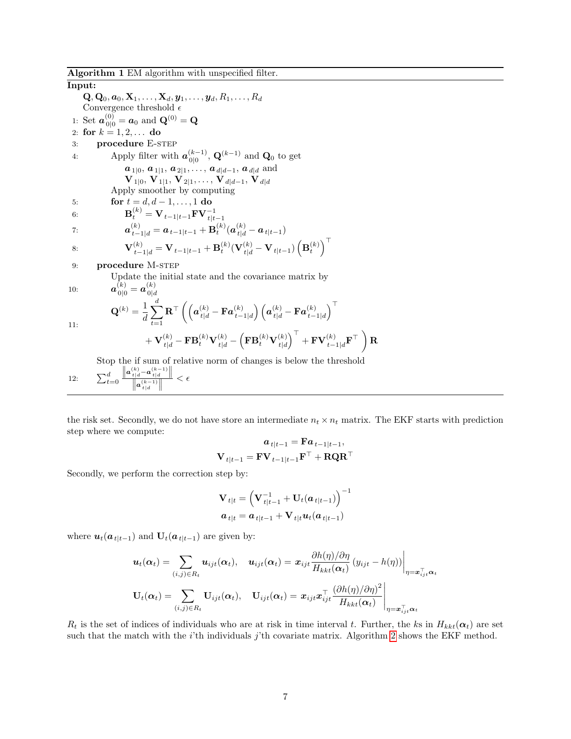**Algorithm 1** EM algorithm with unspecified filter.

**Input:**

$\mathbf{Q}, \mathbf{Q}_0, \boldsymbol{a}_0, \mathbf{X}_1, \dots, \mathbf{X}_d, \boldsymbol{y}_1, \dots, \boldsymbol{y}_d, R_1, \dots, R_d$

Convergence threshold $\epsilon$

1: Set $\boldsymbol{a}^{(0)}_{0|0} = \boldsymbol{a}_0$ and $\mathbf{Q}^{(0)} = \mathbf{Q}$

2: **for** $k = 1, 2, \dots$ **do**

3: **procedure** E-STEP

4: Apply filter with $\boldsymbol{a}^{(k-1)}_{0|0}$, $\mathbf{Q}^{(k-1)}$ and $\mathbf{Q}_0$ to get $\boldsymbol{a}_{1|0}, \boldsymbol{a}_{1|1}, \boldsymbol{a}_{2|1}, \dots, \boldsymbol{a}_{d|d-1}, \boldsymbol{a}_{d|d}$ and $\mathbf{V}_{1|0}, \mathbf{V}_{1|1}, \mathbf{V}_{2|1}, \dots, \mathbf{V}_{d|d-1}, \mathbf{V}_{d|d}$

Apply smoother by computing

5: **for** $t = d, d-1, \dots, 1$ **do**

6: $\mathbf{B}^{(k)}_t = \mathbf{V}_{t-1|t-1}\mathbf{F}\mathbf{V}^{-1}_{t|t-1}$

7: $\boldsymbol{a}^{(k)}_{t-1|d} = \boldsymbol{a}_{t-1|t-1} + \mathbf{B}^{(k)}_t(\boldsymbol{a}^{(k)}_{t|d} - \boldsymbol{a}_{t|t-1})$

8: $\mathbf{V}^{(k)}_{t-1|d} = \mathbf{V}_{t-1|t-1} + \mathbf{B}^{(k)}_t(\mathbf{V}^{(k)}_{t|d} - \mathbf{V}_{t|t-1})\left(\mathbf{B}^{(k)}_t\right)^\top$

9: **procedure** M-STEP

Update the initial state and the covariance matrix by

10: $\boldsymbol{a}^{(k)}_{0|0} = \boldsymbol{a}^{(k)}_{0|d}$

11:
$$\mathbf{Q}^{(k)} = \frac{1}{d}\sum_{t=1}^{d} \mathbf{R}^\top \Bigg( \left(\boldsymbol{a}^{(k)}_{t|d} - \mathbf{F}\boldsymbol{a}^{(k)}_{t-1|d}\right)\left(\boldsymbol{a}^{(k)}_{t|d} - \mathbf{F}\boldsymbol{a}^{(k)}_{t-1|d}\right)^\top + \mathbf{V}^{(k)}_{t|d} - \mathbf{F}\mathbf{B}^{(k)}_t\mathbf{V}^{(k)}_{t|d} - \left(\mathbf{F}\mathbf{B}^{(k)}_t\mathbf{V}^{(k)}_{t|d}\right)^\top + \mathbf{F}\mathbf{V}^{(k)}_{t-1|d}\mathbf{F}^\top \Bigg)\mathbf{R}$$

Stop the if sum of relative norm of changes is below the threshold

12: $\sum_{t=0}^{d} \frac{\left\| \boldsymbol{a}^{(k)}_{t|d} - \boldsymbol{a}^{(k-1)}_{t|d} \right\|}{\left\| \boldsymbol{a}^{(k-1)}_{t|d} \right\|} < \epsilon$

---

the risk set. Secondly, we do not have store an intermediate $n_t \times n_t$ matrix. The EKF starts with prediction step where we compute:

$$\boldsymbol{a}_{t|t-1} = \mathbf{F}\boldsymbol{a}_{t-1|t-1},$$
$$\mathbf{V}_{t|t-1} = \mathbf{F}\mathbf{V}_{t-1|t-1}\mathbf{F}^\top + \mathbf{R}\mathbf{Q}\mathbf{R}^\top$$

Secondly, we perform the correction step by:

$$\mathbf{V}_{t|t} = \left(\mathbf{V}^{-1}_{t|t-1} + \mathbf{U}_t(\boldsymbol{a}_{t|t-1})\right)^{-1}$$
$$\boldsymbol{a}_{t|t} = \boldsymbol{a}_{t|t-1} + \mathbf{V}_{t|t}\boldsymbol{u}_t(\boldsymbol{a}_{t|t-1})$$

where $\boldsymbol{u}_t(\boldsymbol{a}_{t|t-1})$ and $\mathbf{U}_t(\boldsymbol{a}_{t|t-1})$ are given by:

$$\boldsymbol{u}_t(\boldsymbol{\alpha}_t) = \sum_{(i,j)\in R_t} \boldsymbol{u}_{ijt}(\boldsymbol{\alpha}_t), \quad \boldsymbol{u}_{ijt}(\boldsymbol{\alpha}_t) = \boldsymbol{x}_{ijt}\frac{\partial h(\eta)/\partial\eta}{H_{kkt}(\boldsymbol{\alpha}_t)}\left(y_{ijt} - h(\eta)\right)\Bigg|_{\eta = \boldsymbol{x}^\top_{ijt}\boldsymbol{\alpha}_t}$$

$$\mathbf{U}_t(\boldsymbol{\alpha}_t) = \sum_{(i,j)\in R_t} \mathbf{U}_{ijt}(\boldsymbol{\alpha}_t), \quad \mathbf{U}_{ijt}(\boldsymbol{\alpha}_t) = \boldsymbol{x}_{ijt}\boldsymbol{x}^\top_{ijt}\frac{\left(\partial h(\eta)/\partial\eta\right)^2}{H_{kkt}(\boldsymbol{\alpha}_t)}\Bigg|_{\eta = \boldsymbol{x}^\top_{ijt}\boldsymbol{\alpha}_t}$$

$R_t$ is the set of indices of individuals who are at risk in time interval $t$. Further, the $k$s in $H_{kkt}(\boldsymbol{\alpha}_t)$ are set such that the match with the $i$'th individuals $j$'th covariate matrix. Algorithm 2 shows the EKF method.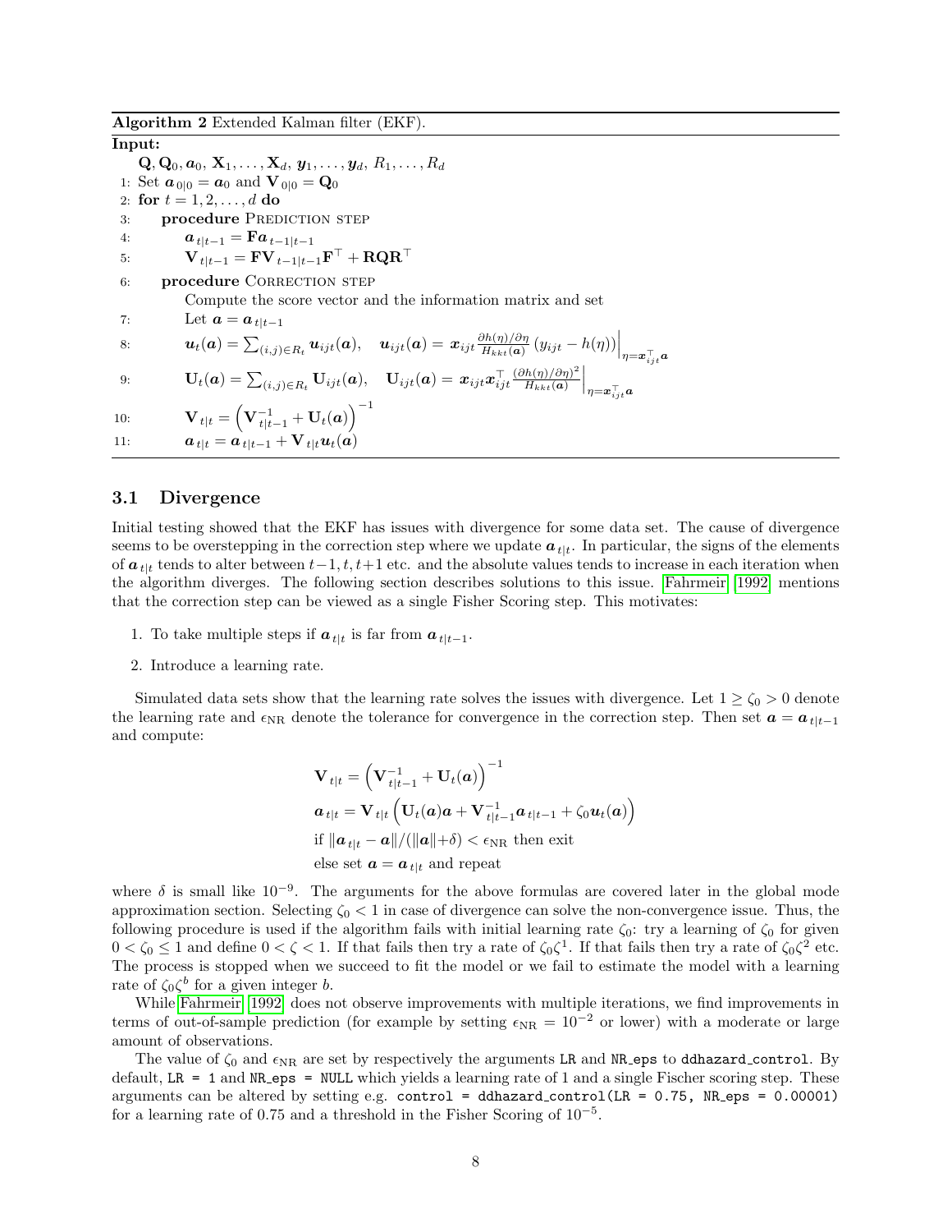**Algorithm 2** Extended Kalman filter (EKF).

**Input:**

$\mathbf{Q}, \mathbf{Q}_0, \boldsymbol{a}_0, \mathbf{X}_1, \dots, \mathbf{X}_d, \boldsymbol{y}_1, \dots, \boldsymbol{y}_d, R_1, \dots, R_d$

1: Set $\boldsymbol{a}_{0|0} = \boldsymbol{a}_0$ and $\mathbf{V}_{0|0} = \mathbf{Q}_0$

2: **for** $t = 1, 2, \dots, d$ **do**

3: **procedure** Prediction step

4: $\boldsymbol{a}_{t|t-1} = \mathbf{F}\boldsymbol{a}_{t-1|t-1}$

5: $\mathbf{V}_{t|t-1} = \mathbf{F}\mathbf{V}_{t-1|t-1}\mathbf{F}^\top + \mathbf{R}\mathbf{Q}\mathbf{R}^\top$

6: **procedure** Correction step

Compute the score vector and the information matrix and set

7: Let $\boldsymbol{a} = \boldsymbol{a}_{t|t-1}$

8: $\boldsymbol{u}_t(\boldsymbol{a}) = \sum_{(i,j)\in R_t} \boldsymbol{u}_{ijt}(\boldsymbol{a}), \quad \boldsymbol{u}_{ijt}(\boldsymbol{a}) = \boldsymbol{x}_{ijt} \frac{\partial h(\eta)/\partial \eta}{H_{kkt}(\boldsymbol{a})} \left(y_{ijt} - h(\eta)\right)\Big|_{\eta = \boldsymbol{x}_{ijt}^\top \boldsymbol{a}}$

9: $\mathbf{U}_t(\boldsymbol{a}) = \sum_{(i,j)\in R_t} \mathbf{U}_{ijt}(\boldsymbol{a}), \quad \mathbf{U}_{ijt}(\boldsymbol{a}) = \boldsymbol{x}_{ijt}\boldsymbol{x}_{ijt}^\top \frac{(\partial h(\eta)/\partial \eta)^2}{H_{kkt}(\boldsymbol{a})}\Big|_{\eta = \boldsymbol{x}_{ijt}^\top \boldsymbol{a}}$

10: $\mathbf{V}_{t|t} = \left(\mathbf{V}_{t|t-1}^{-1} + \mathbf{U}_t(\boldsymbol{a})\right)^{-1}$

11: $\boldsymbol{a}_{t|t} = \boldsymbol{a}_{t|t-1} + \mathbf{V}_{t|t}\boldsymbol{u}_t(\boldsymbol{a})$

### 3.1 Divergence

Initial testing showed that the EKF has issues with divergence for some data set. The cause of divergence seems to be overstepping in the correction step where we update $\boldsymbol{a}_{t|t}$. In particular, the signs of the elements of $\boldsymbol{a}_{t|t}$ tends to alter between $t-1, t, t+1$ etc. and the absolute values tends to increase in each iteration when the algorithm diverges. The following section describes solutions to this issue. Fahrmeir 1992 mentions that the correction step can be viewed as a single Fisher Scoring step. This motivates:

1. To take multiple steps if $\boldsymbol{a}_{t|t}$ is far from $\boldsymbol{a}_{t|t-1}$.
2. Introduce a learning rate.

Simulated data sets show that the learning rate solves the issues with divergence. Let $1 \geq \zeta_0 > 0$ denote the learning rate and $\epsilon_{\text{NR}}$ denote the tolerance for convergence in the correction step. Then set $\boldsymbol{a} = \boldsymbol{a}_{t|t-1}$ and compute:

$$
\begin{aligned}
&\mathbf{V}_{t|t} = \left(\mathbf{V}_{t|t-1}^{-1} + \mathbf{U}_t(\boldsymbol{a})\right)^{-1} \\
&\boldsymbol{a}_{t|t} = \mathbf{V}_{t|t}\left(\mathbf{U}_t(\boldsymbol{a})\boldsymbol{a} + \mathbf{V}_{t|t-1}^{-1}\boldsymbol{a}_{t|t-1} + \zeta_0 \boldsymbol{u}_t(\boldsymbol{a})\right) \\
&\text{if } \|\boldsymbol{a}_{t|t} - \boldsymbol{a}\|/(\|\boldsymbol{a}\| + \delta) < \epsilon_{\text{NR}} \text{ then exit} \\
&\text{else set } \boldsymbol{a} = \boldsymbol{a}_{t|t} \text{ and repeat}
\end{aligned}
$$

where $\delta$ is small like $10^{-9}$. The arguments for the above formulas are covered later in the global mode approximation section. Selecting $\zeta_0 < 1$ in case of divergence can solve the non-convergence issue. Thus, the following procedure is used if the algorithm fails with initial learning rate $\zeta_0$: try a learning of $\zeta_0$ for given $0 < \zeta_0 \leq 1$ and define $0 < \zeta < 1$. If that fails then try a rate of $\zeta_0\zeta^1$. If that fails then try a rate of $\zeta_0\zeta^2$ etc. The process is stopped when we succeed to fit the model or we fail to estimate the model with a learning rate of $\zeta_0\zeta^b$ for a given integer $b$.

While Fahrmeir 1992 does not observe improvements with multiple iterations, we find improvements in terms of out-of-sample prediction (for example by setting $\epsilon_{\text{NR}} = 10^{-2}$ or lower) with a moderate or large amount of observations.

The value of $\zeta_0$ and $\epsilon_{\text{NR}}$ are set by respectively the arguments `LR` and `NR_eps` to `ddhazard_control`. By default, `LR = 1` and `NR_eps = NULL` which yields a learning rate of 1 and a single Fischer scoring step. These arguments can be altered by setting e.g. `control = ddhazard_control(LR = 0.75, NR_eps = 0.00001)` for a learning rate of 0.75 and a threshold in the Fisher Scoring of $10^{-5}$.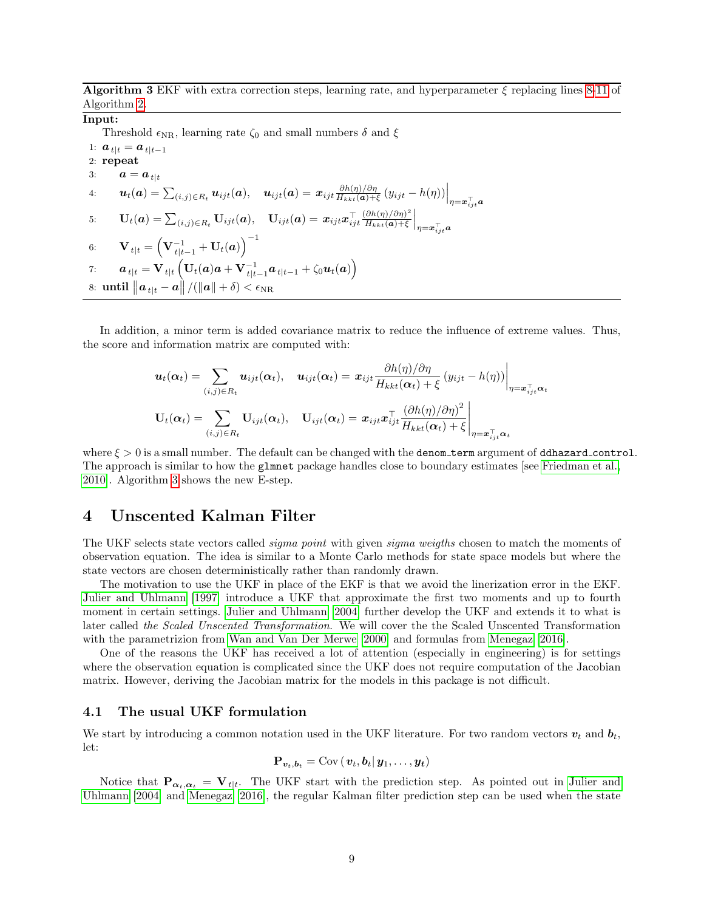**Algorithm 3** EKF with extra correction steps, learning rate, and hyperparameter $\xi$ replacing lines 8-11 of Algorithm 2.

**Input:**

Threshold $\epsilon_{\text{NR}}$, learning rate $\zeta_0$ and small numbers $\delta$ and $\xi$

1: $\boldsymbol{a}_{t|t} = \boldsymbol{a}_{t|t-1}$
2: **repeat**
3: $\quad \boldsymbol{a} = \boldsymbol{a}_{t|t}$
4: $\quad \boldsymbol{u}_t(\boldsymbol{a}) = \sum_{(i,j)\in R_t} \boldsymbol{u}_{ijt}(\boldsymbol{a}), \quad \boldsymbol{u}_{ijt}(\boldsymbol{a}) = \boldsymbol{x}_{ijt} \frac{\partial h(\eta)/\partial \eta}{H_{kkt}(\boldsymbol{a})+\xi}\left(y_{ijt} - h(\eta)\right)\Big|_{\eta = \boldsymbol{x}_{ijt}^\top \boldsymbol{a}}$
5: $\quad \mathbf{U}_t(\boldsymbol{a}) = \sum_{(i,j)\in R_t} \mathbf{U}_{ijt}(\boldsymbol{a}), \quad \mathbf{U}_{ijt}(\boldsymbol{a}) = \boldsymbol{x}_{ijt}\boldsymbol{x}_{ijt}^\top \frac{(\partial h(\eta)/\partial \eta)^2}{H_{kkt}(\boldsymbol{a})+\xi}\Big|_{\eta = \boldsymbol{x}_{ijt}^\top \boldsymbol{a}}$
6: $\quad \mathbf{V}_{t|t} = \left(\mathbf{V}_{t|t-1}^{-1} + \mathbf{U}_t(\boldsymbol{a})\right)^{-1}$
7: $\quad \boldsymbol{a}_{t|t} = \mathbf{V}_{t|t}\left(\mathbf{U}_t(\boldsymbol{a})\boldsymbol{a} + \mathbf{V}_{t|t-1}^{-1}\boldsymbol{a}_{t|t-1} + \zeta_0 \boldsymbol{u}_t(\boldsymbol{a})\right)$
8: **until** $\left\|\boldsymbol{a}_{t|t} - \boldsymbol{a}\right\| / (\|\boldsymbol{a}\| + \delta) < \epsilon_{\text{NR}}$

In addition, a minor term is added covariance matrix to reduce the influence of extreme values. Thus, the score and information matrix are computed with:

$$
\begin{aligned}
\boldsymbol{u}_t(\boldsymbol{\alpha}_t) &= \sum_{(i,j)\in R_t} \boldsymbol{u}_{ijt}(\boldsymbol{\alpha}_t), \quad \boldsymbol{u}_{ijt}(\boldsymbol{\alpha}_t) = \boldsymbol{x}_{ijt} \frac{\partial h(\eta)/\partial \eta}{H_{kkt}(\boldsymbol{\alpha}_t)+\xi}\left(y_{ijt} - h(\eta)\right)\Big|_{\eta = \boldsymbol{x}_{ijt}^\top \boldsymbol{\alpha}_t} \\
\mathbf{U}_t(\boldsymbol{\alpha}_t) &= \sum_{(i,j)\in R_t} \mathbf{U}_{ijt}(\boldsymbol{\alpha}_t), \quad \mathbf{U}_{ijt}(\boldsymbol{\alpha}_t) = \boldsymbol{x}_{ijt}\boldsymbol{x}_{ijt}^\top \frac{(\partial h(\eta)/\partial \eta)^2}{H_{kkt}(\boldsymbol{\alpha}_t)+\xi}\Big|_{\eta = \boldsymbol{x}_{ijt}^\top \boldsymbol{\alpha}_t}
\end{aligned}
$$

where $\xi > 0$ is a small number. The default can be changed with the `denom_term` argument of `ddhazard_control`. The approach is similar to how the `glmnet` package handles close to boundary estimates [see Friedman et al., 2010]. Algorithm 3 shows the new E-step.

# 4 Unscented Kalman Filter

The UKF selects state vectors called *sigma point* with given *sigma weigths* chosen to match the moments of observation equation. The idea is similar to a Monte Carlo methods for state space models but where the state vectors are chosen deterministically rather than randomly drawn.

The motivation to use the UKF in place of the EKF is that we avoid the linerization error in the EKF. Julier and Uhlmann [1997] introduce a UKF that approximate the first two moments and up to fourth moment in certain settings. Julier and Uhlmann [2004] further develop the UKF and extends it to what is later called *the Scaled Unscented Transformation*. We will cover the the Scaled Unscented Transformation with the parametrizion from Wan and Van Der Merwe [2000] and formulas from Menegaz [2016].

One of the reasons the UKF has received a lot of attention (especially in engineering) is for settings where the observation equation is complicated since the UKF does not require computation of the Jacobian matrix. However, deriving the Jacobian matrix for the models in this package is not difficult.

## 4.1 The usual UKF formulation

We start by introducing a common notation used in the UKF literature. For two random vectors $\boldsymbol{v}_t$ and $\boldsymbol{b}_t$, let:

$$
\mathbf{P}_{\boldsymbol{v}_t, \boldsymbol{b}_t} = \text{Cov}\left(\boldsymbol{v}_t, \boldsymbol{b}_t \,|\, \boldsymbol{y}_1, \dots, \boldsymbol{y}_t\right)
$$

Notice that $\mathbf{P}_{\boldsymbol{\alpha}_t, \boldsymbol{\alpha}_t} = \mathbf{V}_{t|t}$. The UKF start with the prediction step. As pointed out in Julier and Uhlmann [2004] and Menegaz [2016], the regular Kalman filter prediction step can be used when the state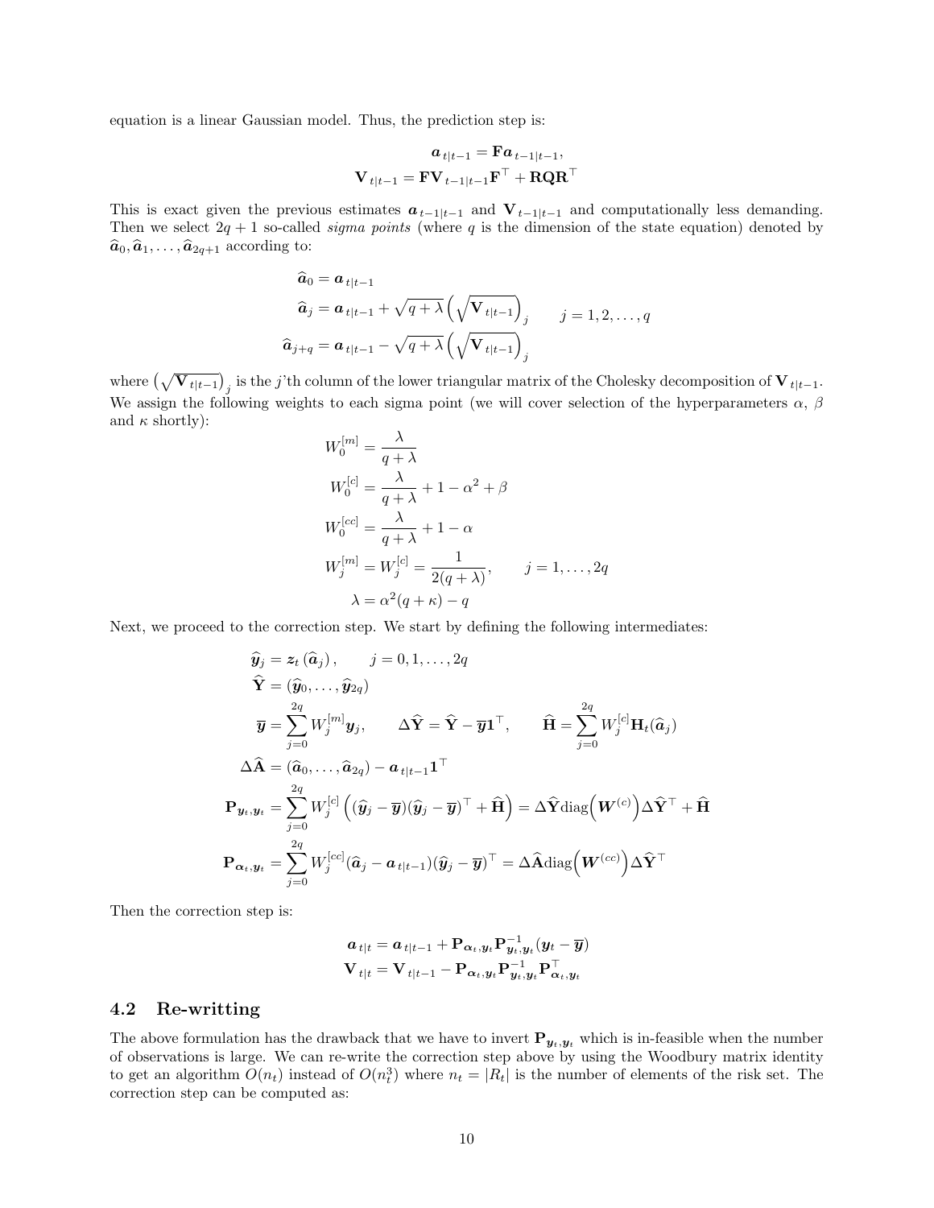equation is a linear Gaussian model. Thus, the prediction step is:

$$
\begin{aligned}
\boldsymbol{a}_{t|t-1} &= \mathbf{F}\boldsymbol{a}_{t-1|t-1}, \\
\mathbf{V}_{t|t-1} &= \mathbf{F}\mathbf{V}_{t-1|t-1}\mathbf{F}^\top + \mathbf{R}\mathbf{Q}\mathbf{R}^\top
\end{aligned}
$$

This is exact given the previous estimates $\boldsymbol{a}_{t-1|t-1}$ and $\mathbf{V}_{t-1|t-1}$ and computationally less demanding. Then we select $2q+1$ so-called *sigma points* (where $q$ is the dimension of the state equation) denoted by $\widehat{\boldsymbol{a}}_0, \widehat{\boldsymbol{a}}_1, \dots, \widehat{\boldsymbol{a}}_{2q+1}$ according to:

$$
\begin{aligned}
\widehat{\boldsymbol{a}}_0 &= \boldsymbol{a}_{t|t-1} \\
\widehat{\boldsymbol{a}}_j &= \boldsymbol{a}_{t|t-1} + \sqrt{q+\lambda}\left(\sqrt{\mathbf{V}_{t|t-1}}\right)_j \qquad j = 1, 2, \dots, q \\
\widehat{\boldsymbol{a}}_{j+q} &= \boldsymbol{a}_{t|t-1} - \sqrt{q+\lambda}\left(\sqrt{\mathbf{V}_{t|t-1}}\right)_j
\end{aligned}
$$

where $\left(\sqrt{\mathbf{V}_{t|t-1}}\right)_j$ is the $j$'th column of the lower triangular matrix of the Cholesky decomposition of $\mathbf{V}_{t|t-1}$. We assign the following weights to each sigma point (we will cover selection of the hyperparameters $\alpha$, $\beta$ and $\kappa$ shortly):

$$
\begin{aligned}
W_0^{[m]} &= \frac{\lambda}{q+\lambda} \\
W_0^{[c]} &= \frac{\lambda}{q+\lambda} + 1 - \alpha^2 + \beta \\
W_0^{[cc]} &= \frac{\lambda}{q+\lambda} + 1 - \alpha \\
W_j^{[m]} &= W_j^{[c]} = \frac{1}{2(q+\lambda)}, \qquad j = 1, \dots, 2q \\
\lambda &= \alpha^2(q+\kappa) - q
\end{aligned}
$$

Next, we proceed to the correction step. We start by defining the following intermediates:

$$
\begin{aligned}
\widehat{\boldsymbol{y}}_j &= \boldsymbol{z}_t\left(\widehat{\boldsymbol{a}}_j\right), \qquad j = 0, 1, \dots, 2q \\
\widehat{\mathbf{Y}} &= (\widehat{\boldsymbol{y}}_0, \dots, \widehat{\boldsymbol{y}}_{2q}) \\
\overline{\boldsymbol{y}} &= \sum_{j=0}^{2q} W_j^{[m]} \boldsymbol{y}_j, \qquad \Delta\widehat{\mathbf{Y}} = \widehat{\mathbf{Y}} - \overline{\boldsymbol{y}}\mathbf{1}^\top, \qquad \widehat{\mathbf{H}} = \sum_{j=0}^{2q} W_j^{[c]} \mathbf{H}_t(\widehat{\boldsymbol{a}}_j) \\
\Delta\widehat{\mathbf{A}} &= (\widehat{\boldsymbol{a}}_0, \dots, \widehat{\boldsymbol{a}}_{2q}) - \boldsymbol{a}_{t|t-1}\mathbf{1}^\top \\
\mathbf{P}_{\boldsymbol{y}_t,\boldsymbol{y}_t} &= \sum_{j=0}^{2q} W_j^{[c]}\left((\widehat{\boldsymbol{y}}_j - \overline{\boldsymbol{y}})(\widehat{\boldsymbol{y}}_j - \overline{\boldsymbol{y}})^\top + \widehat{\mathbf{H}}\right) = \Delta\widehat{\mathbf{Y}}\operatorname{diag}\!\left(\boldsymbol{W}^{(c)}\right)\Delta\widehat{\mathbf{Y}}^\top + \widehat{\mathbf{H}} \\
\mathbf{P}_{\boldsymbol{\alpha}_t,\boldsymbol{y}_t} &= \sum_{j=0}^{2q} W_j^{[cc]}(\widehat{\boldsymbol{a}}_j - \boldsymbol{a}_{t|t-1})(\widehat{\boldsymbol{y}}_j - \overline{\boldsymbol{y}})^\top = \Delta\widehat{\mathbf{A}}\operatorname{diag}\!\left(\boldsymbol{W}^{(cc)}\right)\Delta\widehat{\mathbf{Y}}^\top
\end{aligned}
$$

Then the correction step is:

$$
\begin{aligned}
\boldsymbol{a}_{t|t} &= \boldsymbol{a}_{t|t-1} + \mathbf{P}_{\boldsymbol{\alpha}_t,\boldsymbol{y}_t}\mathbf{P}_{\boldsymbol{y}_t,\boldsymbol{y}_t}^{-1}(\boldsymbol{y}_t - \overline{\boldsymbol{y}}) \\
\mathbf{V}_{t|t} &= \mathbf{V}_{t|t-1} - \mathbf{P}_{\boldsymbol{\alpha}_t,\boldsymbol{y}_t}\mathbf{P}_{\boldsymbol{y}_t,\boldsymbol{y}_t}^{-1}\mathbf{P}_{\boldsymbol{\alpha}_t,\boldsymbol{y}_t}^\top
\end{aligned}
$$

## 4.2 Re-writting

The above formulation has the drawback that we have to invert $\mathbf{P}_{\boldsymbol{y}_t,\boldsymbol{y}_t}$ which is in-feasible when the number of observations is large. We can re-write the correction step above by using the Woodbury matrix identity to get an algorithm $O(n_t)$ instead of $O(n_t^3)$ where $n_t = |R_t|$ is the number of elements of the risk set. The correction step can be computed as: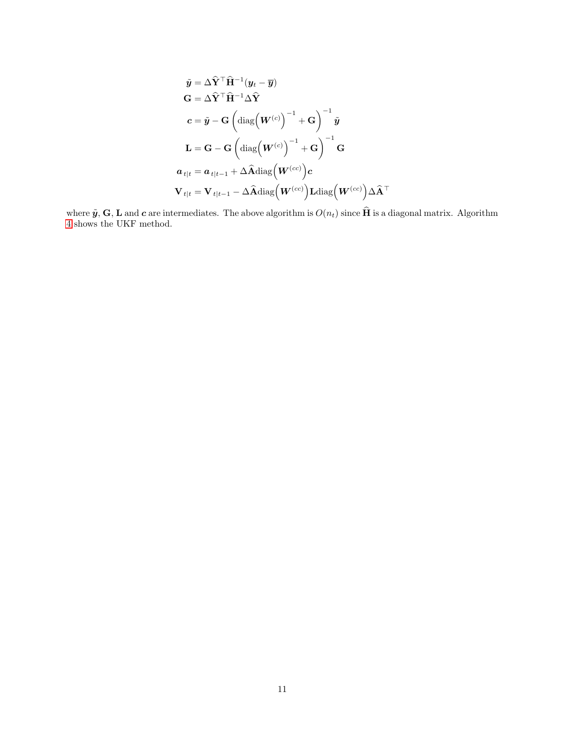$$
\begin{aligned}
\tilde{\boldsymbol{y}} &= \Delta\widehat{\mathbf{Y}}^\top \widehat{\mathbf{H}}^{-1}(\boldsymbol{y}_t - \overline{\boldsymbol{y}}) \\
\mathbf{G} &= \Delta\widehat{\mathbf{Y}}^\top \widehat{\mathbf{H}}^{-1} \Delta\widehat{\mathbf{Y}} \\
\boldsymbol{c} &= \tilde{\boldsymbol{y}} - \mathbf{G}\left(\operatorname{diag}\!\left(\boldsymbol{W}^{(c)}\right)^{-1} + \mathbf{G}\right)^{-1} \tilde{\boldsymbol{y}} \\
\mathbf{L} &= \mathbf{G} - \mathbf{G}\left(\operatorname{diag}\!\left(\boldsymbol{W}^{(c)}\right)^{-1} + \mathbf{G}\right)^{-1} \mathbf{G} \\
\boldsymbol{a}_{t|t} &= \boldsymbol{a}_{t|t-1} + \Delta\widehat{\mathbf{A}} \operatorname{diag}\!\left(\boldsymbol{W}^{(cc)}\right)\boldsymbol{c} \\
\mathbf{V}_{t|t} &= \mathbf{V}_{t|t-1} - \Delta\widehat{\mathbf{A}} \operatorname{diag}\!\left(\boldsymbol{W}^{(cc)}\right)\mathbf{L}\operatorname{diag}\!\left(\boldsymbol{W}^{(cc)}\right)\Delta\widehat{\mathbf{A}}^\top
\end{aligned}
$$

where $\tilde{\boldsymbol{y}}$, $\mathbf{G}$, $\mathbf{L}$ and $\boldsymbol{c}$ are intermediates. The above algorithm is $O(n_t)$ since $\widehat{\mathbf{H}}$ is a diagonal matrix. Algorithm 4 shows the UKF method.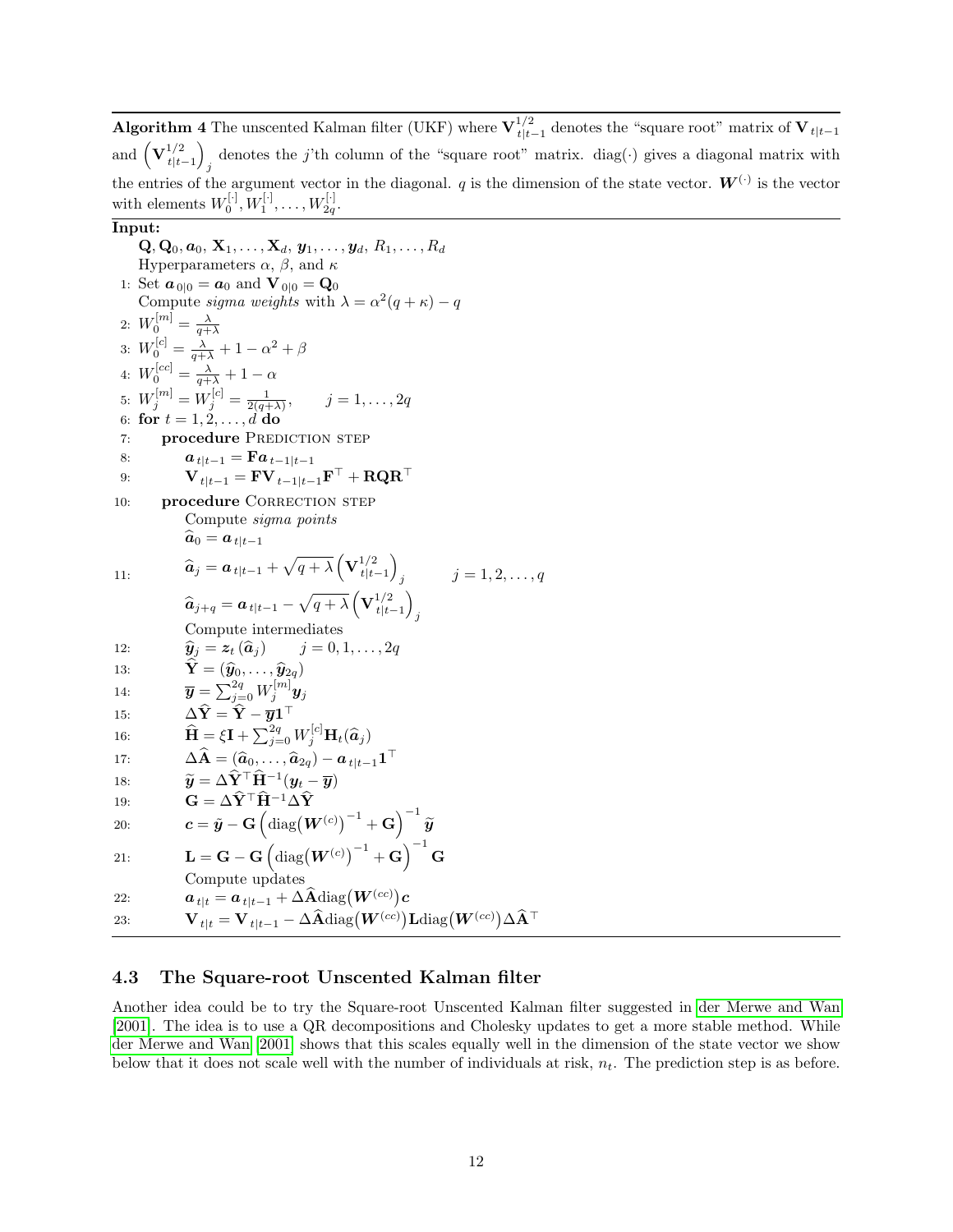**Algorithm 4** The unscented Kalman filter (UKF) where $\mathbf{V}_{t|t-1}^{1/2}$ denotes the "square root" matrix of $\mathbf{V}_{t|t-1}$ and $\left(\mathbf{V}_{t|t-1}^{1/2}\right)_j$ denotes the $j$'th column of the "square root" matrix. diag$(\cdot)$ gives a diagonal matrix with the entries of the argument vector in the diagonal. $q$ is the dimension of the state vector. $\boldsymbol{W}^{(\cdot)}$ is the vector with elements $W_0^{[\cdot]}, W_1^{[\cdot]}, \dots, W_{2q}^{[\cdot]}$.

**Input:**

$\mathbf{Q}, \mathbf{Q}_0, \boldsymbol{a}_0, \mathbf{X}_1, \dots, \mathbf{X}_d, \boldsymbol{y}_1, \dots, \boldsymbol{y}_d, R_1, \dots, R_d$

Hyperparameters $\alpha$, $\beta$, and $\kappa$

1: Set $\boldsymbol{a}_{0|0} = \boldsymbol{a}_0$ and $\mathbf{V}_{0|0} = \mathbf{Q}_0$

Compute *sigma weights* with $\lambda = \alpha^2(q+\kappa) - q$

2: $W_0^{[m]} = \frac{\lambda}{q+\lambda}$

3: $W_0^{[c]} = \frac{\lambda}{q+\lambda} + 1 - \alpha^2 + \beta$

4: $W_0^{[cc]} = \frac{\lambda}{q+\lambda} + 1 - \alpha$

5: $W_j^{[m]} = W_j^{[c]} = \frac{1}{2(q+\lambda)}, \qquad j = 1, \dots, 2q$

6: **for** $t = 1, 2, \dots, d$ **do**

7: &nbsp;&nbsp;&nbsp;&nbsp;**procedure** Prediction step

8: &nbsp;&nbsp;&nbsp;&nbsp;&nbsp;&nbsp;&nbsp;&nbsp;$\boldsymbol{a}_{t|t-1} = \mathbf{F}\boldsymbol{a}_{t-1|t-1}$

9: &nbsp;&nbsp;&nbsp;&nbsp;&nbsp;&nbsp;&nbsp;&nbsp;$\mathbf{V}_{t|t-1} = \mathbf{F}\mathbf{V}_{t-1|t-1}\mathbf{F}^\top + \mathbf{R}\mathbf{Q}\mathbf{R}^\top$

10: &nbsp;&nbsp;&nbsp;&nbsp;**procedure** Correction step

&nbsp;&nbsp;&nbsp;&nbsp;&nbsp;&nbsp;&nbsp;&nbsp;Compute *sigma points*

11:
$$\widehat{\boldsymbol{a}}_0 = \boldsymbol{a}_{t|t-1}$$
$$\widehat{\boldsymbol{a}}_j = \boldsymbol{a}_{t|t-1} + \sqrt{q+\lambda}\left(\mathbf{V}_{t|t-1}^{1/2}\right)_j \qquad j = 1, 2, \dots, q$$
$$\widehat{\boldsymbol{a}}_{j+q} = \boldsymbol{a}_{t|t-1} - \sqrt{q+\lambda}\left(\mathbf{V}_{t|t-1}^{1/2}\right)_j$$

&nbsp;&nbsp;&nbsp;&nbsp;&nbsp;&nbsp;&nbsp;&nbsp;Compute intermediates

12: &nbsp;&nbsp;&nbsp;&nbsp;&nbsp;&nbsp;&nbsp;&nbsp;$\widehat{\boldsymbol{y}}_j = \boldsymbol{z}_t\left(\widehat{\boldsymbol{a}}_j\right) \qquad j = 0, 1, \dots, 2q$

13: &nbsp;&nbsp;&nbsp;&nbsp;&nbsp;&nbsp;&nbsp;&nbsp;$\widehat{\mathbf{Y}} = (\widehat{\boldsymbol{y}}_0, \dots, \widehat{\boldsymbol{y}}_{2q})$

14: &nbsp;&nbsp;&nbsp;&nbsp;&nbsp;&nbsp;&nbsp;&nbsp;$\overline{\boldsymbol{y}} = \sum_{j=0}^{2q} W_j^{[m]}\boldsymbol{y}_j$

15: &nbsp;&nbsp;&nbsp;&nbsp;&nbsp;&nbsp;&nbsp;&nbsp;$\Delta\widehat{\mathbf{Y}} = \widehat{\mathbf{Y}} - \overline{\boldsymbol{y}}\mathbf{1}^\top$

16: &nbsp;&nbsp;&nbsp;&nbsp;&nbsp;&nbsp;&nbsp;&nbsp;$\widehat{\mathbf{H}} = \xi\mathbf{I} + \sum_{j=0}^{2q} W_j^{[c]}\mathbf{H}_t(\widehat{\boldsymbol{a}}_j)$

17: &nbsp;&nbsp;&nbsp;&nbsp;&nbsp;&nbsp;&nbsp;&nbsp;$\Delta\widehat{\mathbf{A}} = (\widehat{\boldsymbol{a}}_0, \dots, \widehat{\boldsymbol{a}}_{2q}) - \boldsymbol{a}_{t|t-1}\mathbf{1}^\top$

18: &nbsp;&nbsp;&nbsp;&nbsp;&nbsp;&nbsp;&nbsp;&nbsp;$\widetilde{\boldsymbol{y}} = \Delta\widehat{\mathbf{Y}}^\top\widehat{\mathbf{H}}^{-1}(\boldsymbol{y}_t - \overline{\boldsymbol{y}})$

19: &nbsp;&nbsp;&nbsp;&nbsp;&nbsp;&nbsp;&nbsp;&nbsp;$\mathbf{G} = \Delta\widehat{\mathbf{Y}}^\top\widehat{\mathbf{H}}^{-1}\Delta\widehat{\mathbf{Y}}$

20: &nbsp;&nbsp;&nbsp;&nbsp;&nbsp;&nbsp;&nbsp;&nbsp;$\boldsymbol{c} = \tilde{\boldsymbol{y}} - \mathbf{G}\left(\text{diag}\big(\boldsymbol{W}^{(c)}\big)^{-1} + \mathbf{G}\right)^{-1}\widetilde{\boldsymbol{y}}$

21: &nbsp;&nbsp;&nbsp;&nbsp;&nbsp;&nbsp;&nbsp;&nbsp;$\mathbf{L} = \mathbf{G} - \mathbf{G}\left(\text{diag}\big(\boldsymbol{W}^{(c)}\big)^{-1} + \mathbf{G}\right)^{-1}\mathbf{G}$

&nbsp;&nbsp;&nbsp;&nbsp;&nbsp;&nbsp;&nbsp;&nbsp;Compute updates

22: &nbsp;&nbsp;&nbsp;&nbsp;&nbsp;&nbsp;&nbsp;&nbsp;$\boldsymbol{a}_{t|t} = \boldsymbol{a}_{t|t-1} + \Delta\widehat{\mathbf{A}}\text{diag}\big(\boldsymbol{W}^{(cc)}\big)\boldsymbol{c}$

23: &nbsp;&nbsp;&nbsp;&nbsp;&nbsp;&nbsp;&nbsp;&nbsp;$\mathbf{V}_{t|t} = \mathbf{V}_{t|t-1} - \Delta\widehat{\mathbf{A}}\text{diag}\big(\boldsymbol{W}^{(cc)}\big)\mathbf{L}\text{diag}\big(\boldsymbol{W}^{(cc)}\big)\Delta\widehat{\mathbf{A}}^\top$

### 4.3 The Square-root Unscented Kalman filter

Another idea could be to try the Square-root Unscented Kalman filter suggested in der Merwe and Wan [2001]. The idea is to use a QR decompositions and Cholesky updates to get a more stable method. While der Merwe and Wan [2001] shows that this scales equally well in the dimension of the state vector we show below that it does not scale well with the number of individuals at risk, $n_t$. The prediction step is as before.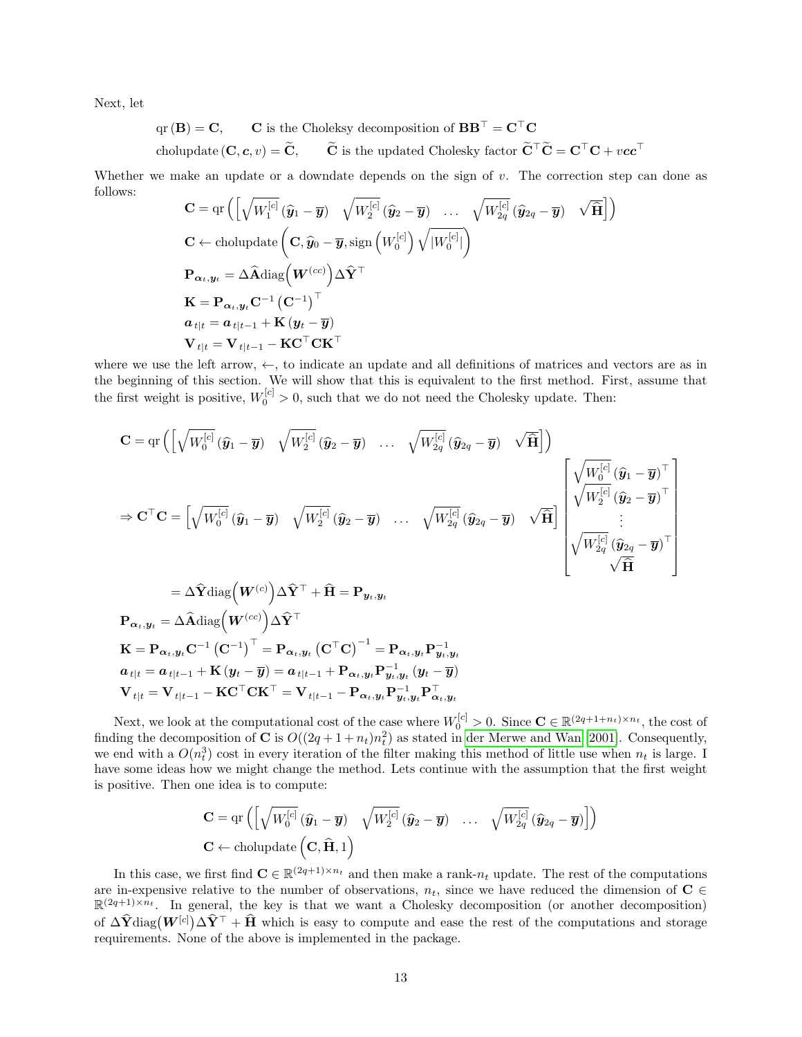Next, let

$$
\begin{aligned}
&\operatorname{qr}(\mathbf{B}) = \mathbf{C}, && \mathbf{C} \text{ is the Choleksy decomposition of } \mathbf{B}\mathbf{B}^\top = \mathbf{C}^\top\mathbf{C} \\
&\operatorname{cholupdate}(\mathbf{C}, \boldsymbol{c}, v) = \widetilde{\mathbf{C}}, && \widetilde{\mathbf{C}} \text{ is the updated Cholesky factor } \widetilde{\mathbf{C}}^\top\widetilde{\mathbf{C}} = \mathbf{C}^\top\mathbf{C} + v\boldsymbol{c}\boldsymbol{c}^\top
\end{aligned}
$$

Whether we make an update or a downdate depends on the sign of $v$. The correction step can done as follows:

$$
\begin{aligned}
&\mathbf{C} = \operatorname{qr}\left(\left[\sqrt{W_1^{[c]}}\left(\widehat{\boldsymbol{y}}_1 - \overline{\boldsymbol{y}}\right) \quad \sqrt{W_2^{[c]}}\left(\widehat{\boldsymbol{y}}_2 - \overline{\boldsymbol{y}}\right) \quad \dots \quad \sqrt{W_{2q}^{[c]}}\left(\widehat{\boldsymbol{y}}_{2q} - \overline{\boldsymbol{y}}\right) \quad \sqrt{\widehat{\mathbf{H}}}\right]\right) \\
&\mathbf{C} \leftarrow \operatorname{cholupdate}\left(\mathbf{C}, \widehat{\boldsymbol{y}}_0 - \overline{\boldsymbol{y}}, \operatorname{sign}\left(W_0^{[c]}\right)\sqrt{|W_0^{[c]}|}\right) \\
&\mathbf{P}_{\boldsymbol{\alpha}_t,\boldsymbol{y}_t} = \Delta\widehat{\mathbf{A}}\operatorname{diag}\left(\boldsymbol{W}^{(cc)}\right)\Delta\widehat{\mathbf{Y}}^\top \\
&\mathbf{K} = \mathbf{P}_{\boldsymbol{\alpha}_t,\boldsymbol{y}_t}\mathbf{C}^{-1}\left(\mathbf{C}^{-1}\right)^\top \\
&\boldsymbol{a}_{t|t} = \boldsymbol{a}_{t|t-1} + \mathbf{K}\left(\boldsymbol{y}_t - \overline{\boldsymbol{y}}\right) \\
&\mathbf{V}_{t|t} = \mathbf{V}_{t|t-1} - \mathbf{K}\mathbf{C}^\top\mathbf{C}\mathbf{K}^\top
\end{aligned}
$$

where we use the left arrow, $\leftarrow$, to indicate an update and all definitions of matrices and vectors are as in the beginning of this section. We will show that this is equivalent to the first method. First, assume that the first weight is positive, $W_0^{[c]} > 0$, such that we do not need the Cholesky update. Then:

$$
\mathbf{C} = \operatorname{qr}\left(\left[\sqrt{W_0^{[c]}}\left(\widehat{\boldsymbol{y}}_1 - \overline{\boldsymbol{y}}\right) \quad \sqrt{W_2^{[c]}}\left(\widehat{\boldsymbol{y}}_2 - \overline{\boldsymbol{y}}\right) \quad \dots \quad \sqrt{W_{2q}^{[c]}}\left(\widehat{\boldsymbol{y}}_{2q} - \overline{\boldsymbol{y}}\right) \quad \sqrt{\widehat{\mathbf{H}}}\right]\right)
$$

$$
\Rightarrow \mathbf{C}^\top\mathbf{C} = \left[\sqrt{W_0^{[c]}}\left(\widehat{\boldsymbol{y}}_1 - \overline{\boldsymbol{y}}\right) \quad \sqrt{W_2^{[c]}}\left(\widehat{\boldsymbol{y}}_2 - \overline{\boldsymbol{y}}\right) \quad \dots \quad \sqrt{W_{2q}^{[c]}}\left(\widehat{\boldsymbol{y}}_{2q} - \overline{\boldsymbol{y}}\right) \quad \sqrt{\widehat{\mathbf{H}}}\right]
\begin{bmatrix}
\sqrt{W_0^{[c]}}\left(\widehat{\boldsymbol{y}}_1 - \overline{\boldsymbol{y}}\right)^\top \\
\sqrt{W_2^{[c]}}\left(\widehat{\boldsymbol{y}}_2 - \overline{\boldsymbol{y}}\right)^\top \\
\vdots \\
\sqrt{W_{2q}^{[c]}}\left(\widehat{\boldsymbol{y}}_{2q} - \overline{\boldsymbol{y}}\right)^\top \\
\sqrt{\widehat{\mathbf{H}}}
\end{bmatrix}
$$

$$
\begin{aligned}
&\qquad = \Delta\widehat{\mathbf{Y}}\operatorname{diag}\left(\boldsymbol{W}^{(c)}\right)\Delta\widehat{\mathbf{Y}}^\top + \widehat{\mathbf{H}} = \mathbf{P}_{\boldsymbol{y}_t,\boldsymbol{y}_t} \\
&\mathbf{P}_{\boldsymbol{\alpha}_t,\boldsymbol{y}_t} = \Delta\widehat{\mathbf{A}}\operatorname{diag}\left(\boldsymbol{W}^{(cc)}\right)\Delta\widehat{\mathbf{Y}}^\top \\
&\mathbf{K} = \mathbf{P}_{\boldsymbol{\alpha}_t,\boldsymbol{y}_t}\mathbf{C}^{-1}\left(\mathbf{C}^{-1}\right)^\top = \mathbf{P}_{\boldsymbol{\alpha}_t,\boldsymbol{y}_t}\left(\mathbf{C}^\top\mathbf{C}\right)^{-1} = \mathbf{P}_{\boldsymbol{\alpha}_t,\boldsymbol{y}_t}\mathbf{P}_{\boldsymbol{y}_t,\boldsymbol{y}_t}^{-1} \\
&\boldsymbol{a}_{t|t} = \boldsymbol{a}_{t|t-1} + \mathbf{K}\left(\boldsymbol{y}_t - \overline{\boldsymbol{y}}\right) = \boldsymbol{a}_{t|t-1} + \mathbf{P}_{\boldsymbol{\alpha}_t,\boldsymbol{y}_t}\mathbf{P}_{\boldsymbol{y}_t,\boldsymbol{y}_t}^{-1}\left(\boldsymbol{y}_t - \overline{\boldsymbol{y}}\right) \\
&\mathbf{V}_{t|t} = \mathbf{V}_{t|t-1} - \mathbf{K}\mathbf{C}^\top\mathbf{C}\mathbf{K}^\top = \mathbf{V}_{t|t-1} - \mathbf{P}_{\boldsymbol{\alpha}_t,\boldsymbol{y}_t}\mathbf{P}_{\boldsymbol{y}_t,\boldsymbol{y}_t}^{-1}\mathbf{P}_{\boldsymbol{\alpha}_t,\boldsymbol{y}_t}^\top
\end{aligned}
$$

Next, we look at the computational cost of the case where $W_0^{[c]} > 0$. Since $\mathbf{C} \in \mathbb{R}^{(2q+1+n_t)\times n_t}$, the cost of finding the decomposition of $\mathbf{C}$ is $O((2q+1+n_t)n_t^2)$ as stated in der Merwe and Wan [2001]. Consequently, we end with a $O(n_t^3)$ cost in every iteration of the filter making this method of little use when $n_t$ is large. I have some ideas how we might change the method. Lets continue with the assumption that the first weight is positive. Then one idea is to compute:

$$
\begin{aligned}
&\mathbf{C} = \operatorname{qr}\left(\left[\sqrt{W_0^{[c]}}\left(\widehat{\boldsymbol{y}}_1 - \overline{\boldsymbol{y}}\right) \quad \sqrt{W_2^{[c]}}\left(\widehat{\boldsymbol{y}}_2 - \overline{\boldsymbol{y}}\right) \quad \dots \quad \sqrt{W_{2q}^{[c]}}\left(\widehat{\boldsymbol{y}}_{2q} - \overline{\boldsymbol{y}}\right)\right]\right) \\
&\mathbf{C} \leftarrow \operatorname{cholupdate}\left(\mathbf{C}, \widehat{\mathbf{H}}, 1\right)
\end{aligned}
$$

In this case, we first find $\mathbf{C} \in \mathbb{R}^{(2q+1)\times n_t}$ and then make a rank-$n_t$ update. The rest of the computations are in-expensive relative to the number of observations, $n_t$, since we have reduced the dimension of $\mathbf{C} \in \mathbb{R}^{(2q+1)\times n_t}$. In general, the key is that we want a Cholesky decomposition (or another decomposition) of $\Delta\widehat{\mathbf{Y}}\operatorname{diag}\left(\boldsymbol{W}^{[c]}\right)\Delta\widehat{\mathbf{Y}}^\top + \widehat{\mathbf{H}}$ which is easy to compute and ease the rest of the computations and storage requirements. None of the above is implemented in the package.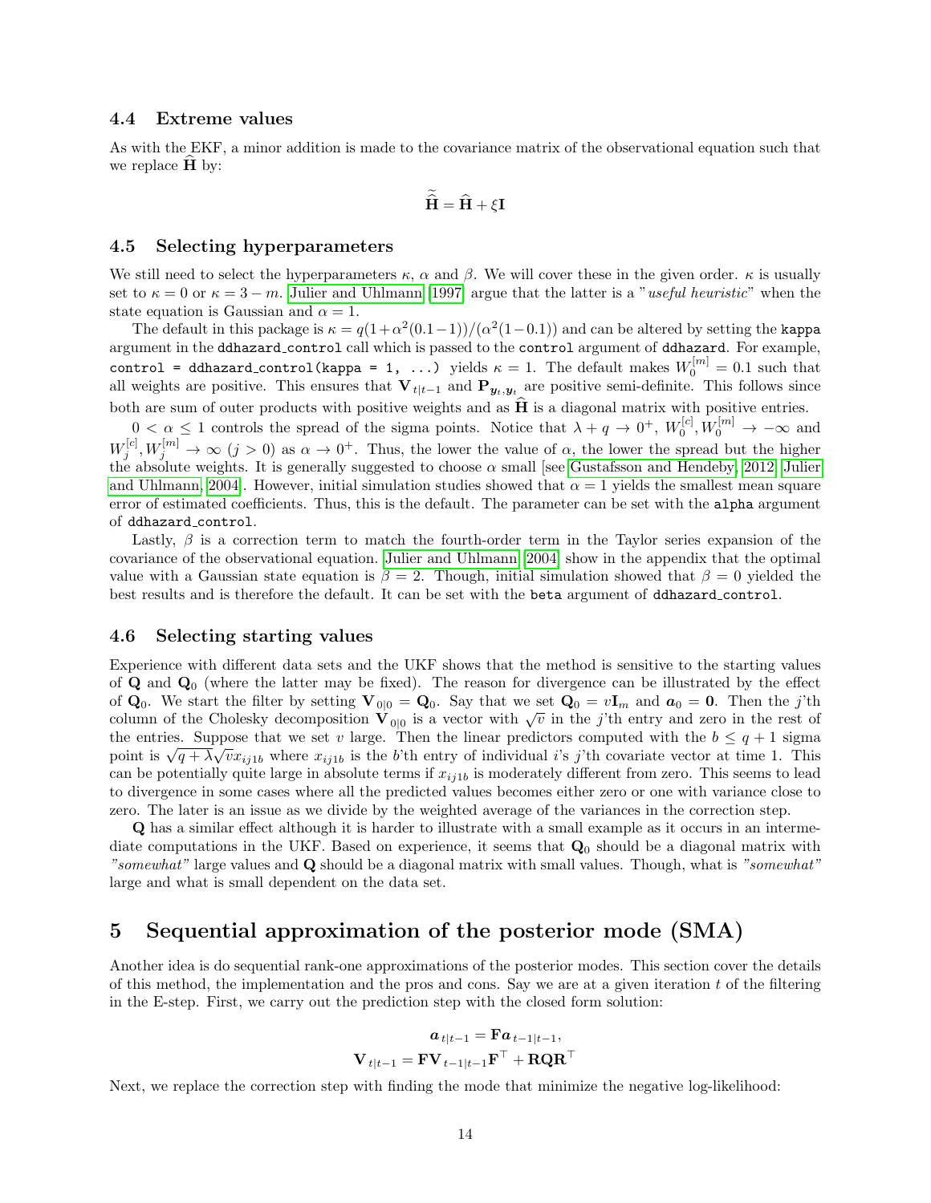### 4.4 Extreme values

As with the EKF, a minor addition is made to the covariance matrix of the observational equation such that we replace $\widehat{\mathbf{H}}$ by:

$$\widetilde{\widehat{\mathbf{H}}} = \widehat{\mathbf{H}} + \xi \mathbf{I}$$

### 4.5 Selecting hyperparameters

We still need to select the hyperparameters $\kappa$, $\alpha$ and $\beta$. We will cover these in the given order. $\kappa$ is usually set to $\kappa = 0$ or $\kappa = 3 - m$. Julier and Uhlmann [1997] argue that the latter is a "*useful heuristic*" when the state equation is Gaussian and $\alpha = 1$.

The default in this package is $\kappa = q(1+\alpha^2(0.1-1))/(\alpha^2(1-0.1))$ and can be altered by setting the `kappa` argument in the `ddhazard_control` call which is passed to the `control` argument of `ddhazard`. For example, `control = ddhazard_control(kappa = 1, ...)` yields $\kappa = 1$. The default makes $W_0^{[m]} = 0.1$ such that all weights are positive. This ensures that $\mathbf{V}_{t|t-1}$ and $\mathbf{P}_{\boldsymbol{y}_t,\boldsymbol{y}_t}$ are positive semi-definite. This follows since both are sum of outer products with positive weights and as $\widehat{\mathbf{H}}$ is a diagonal matrix with positive entries.

$0 < \alpha \leq 1$ controls the spread of the sigma points. Notice that $\lambda + q \to 0^+$, $W_0^{[c]}, W_0^{[m]} \to -\infty$ and $W_j^{[c]}, W_j^{[m]} \to \infty$ $(j > 0)$ as $\alpha \to 0^+$. Thus, the lower the value of $\alpha$, the lower the spread but the higher the absolute weights. It is generally suggested to choose $\alpha$ small [see Gustafsson and Hendeby, 2012, Julier and Uhlmann, 2004]. However, initial simulation studies showed that $\alpha = 1$ yields the smallest mean square error of estimated coefficients. Thus, this is the default. The parameter can be set with the `alpha` argument of `ddhazard_control`.

Lastly, $\beta$ is a correction term to match the fourth-order term in the Taylor series expansion of the covariance of the observational equation. Julier and Uhlmann [2004] show in the appendix that the optimal value with a Gaussian state equation is $\beta = 2$. Though, initial simulation showed that $\beta = 0$ yielded the best results and is therefore the default. It can be set with the `beta` argument of `ddhazard_control`.

### 4.6 Selecting starting values

Experience with different data sets and the UKF shows that the method is sensitive to the starting values of $\mathbf{Q}$ and $\mathbf{Q}_0$ (where the latter may be fixed). The reason for divergence can be illustrated by the effect of $\mathbf{Q}_0$. We start the filter by setting $\mathbf{V}_{0|0} = \mathbf{Q}_0$. Say that we set $\mathbf{Q}_0 = v\mathbf{I}_m$ and $\boldsymbol{a}_0 = \mathbf{0}$. Then the $j$'th column of the Cholesky decomposition $\mathbf{V}_{0|0}$ is a vector with $\sqrt{v}$ in the $j$'th entry and zero in the rest of the entries. Suppose that we set $v$ large. Then the linear predictors computed with the $b \leq q+1$ sigma point is $\sqrt{q+\lambda}\sqrt{v}x_{ij1b}$ where $x_{ij1b}$ is the $b$'th entry of individual $i$'s $j$'th covariate vector at time 1. This can be potentially quite large in absolute terms if $x_{ij1b}$ is moderately different from zero. This seems to lead to divergence in some cases where all the predicted values becomes either zero or one with variance close to zero. The later is an issue as we divide by the weighted average of the variances in the correction step.

$\mathbf{Q}$ has a similar effect although it is harder to illustrate with a small example as it occurs in an intermediate computations in the UKF. Based on experience, it seems that $\mathbf{Q}_0$ should be a diagonal matrix with *"somewhat"* large values and $\mathbf{Q}$ should be a diagonal matrix with small values. Though, what is *"somewhat"* large and what is small dependent on the data set.

## 5 Sequential approximation of the posterior mode (SMA)

Another idea is do sequential rank-one approximations of the posterior modes. This section cover the details of this method, the implementation and the pros and cons. Say we are at a given iteration $t$ of the filtering in the E-step. First, we carry out the prediction step with the closed form solution:

$$\boldsymbol{a}_{t|t-1} = \mathbf{F}\boldsymbol{a}_{t-1|t-1},$$
$$\mathbf{V}_{t|t-1} = \mathbf{F}\mathbf{V}_{t-1|t-1}\mathbf{F}^\top + \mathbf{R}\mathbf{Q}\mathbf{R}^\top$$

Next, we replace the correction step with finding the mode that minimize the negative log-likelihood: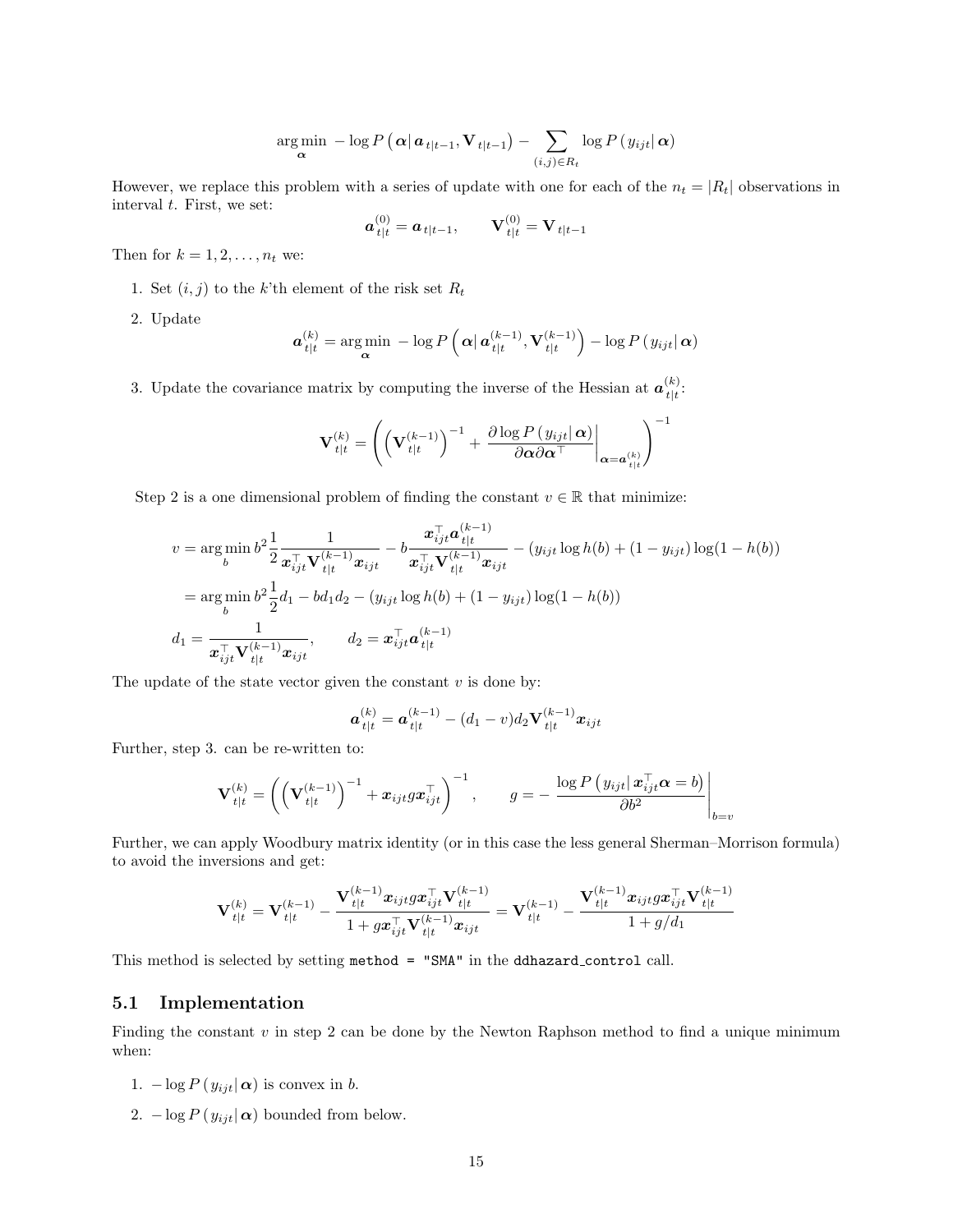$$\underset{\boldsymbol{\alpha}}{\arg\min}\; -\log P\left(\boldsymbol{\alpha} \middle| \boldsymbol{a}_{t|t-1}, \mathbf{V}_{t|t-1}\right) - \sum_{(i,j)\in R_t} \log P\left(y_{ijt} \middle| \boldsymbol{\alpha}\right)$$

However, we replace this problem with a series of update with one for each of the $n_t = |R_t|$ observations in interval $t$. First, we set:

$$\boldsymbol{a}_{t|t}^{(0)} = \boldsymbol{a}_{t|t-1}, \qquad \mathbf{V}_{t|t}^{(0)} = \mathbf{V}_{t|t-1}$$

Then for $k = 1, 2, \dots, n_t$ we:

1. Set $(i, j)$ to the $k$'th element of the risk set $R_t$
2. Update

$$\boldsymbol{a}_{t|t}^{(k)} = \underset{\boldsymbol{\alpha}}{\arg\min}\; -\log P\left(\boldsymbol{\alpha} \middle| \boldsymbol{a}_{t|t}^{(k-1)}, \mathbf{V}_{t|t}^{(k-1)}\right) - \log P\left(y_{ijt} \middle| \boldsymbol{\alpha}\right)$$

3. Update the covariance matrix by computing the inverse of the Hessian at $\boldsymbol{a}_{t|t}^{(k)}$:

$$\mathbf{V}_{t|t}^{(k)} = \left( \left(\mathbf{V}_{t|t}^{(k-1)}\right)^{-1} + \left.\frac{\partial \log P\left(y_{ijt} \middle| \boldsymbol{\alpha}\right)}{\partial \boldsymbol{\alpha} \partial \boldsymbol{\alpha}^\top}\right|_{\boldsymbol{\alpha} = \boldsymbol{a}_{t|t}^{(k)}} \right)^{-1}$$

Step 2 is a one dimensional problem of finding the constant $v \in \mathbb{R}$ that minimize:

$$\begin{aligned}
v &= \underset{b}{\arg\min}\; b^2 \frac{1}{2} \frac{1}{\boldsymbol{x}_{ijt}^\top \mathbf{V}_{t|t}^{(k-1)} \boldsymbol{x}_{ijt}} - b \frac{\boldsymbol{x}_{ijt}^\top \boldsymbol{a}_{t|t}^{(k-1)}}{\boldsymbol{x}_{ijt}^\top \mathbf{V}_{t|t}^{(k-1)} \boldsymbol{x}_{ijt}} - \left(y_{ijt} \log h(b) + (1 - y_{ijt}) \log(1 - h(b))\right) \\
&= \underset{b}{\arg\min}\; b^2 \frac{1}{2} d_1 - b d_1 d_2 - \left(y_{ijt} \log h(b) + (1 - y_{ijt}) \log(1 - h(b))\right) \\
d_1 &= \frac{1}{\boldsymbol{x}_{ijt}^\top \mathbf{V}_{t|t}^{(k-1)} \boldsymbol{x}_{ijt}}, \qquad d_2 = \boldsymbol{x}_{ijt}^\top \boldsymbol{a}_{t|t}^{(k-1)}
\end{aligned}$$

The update of the state vector given the constant $v$ is done by:

$$\boldsymbol{a}_{t|t}^{(k)} = \boldsymbol{a}_{t|t}^{(k-1)} - (d_1 - v) d_2 \mathbf{V}_{t|t}^{(k-1)} \boldsymbol{x}_{ijt}$$

Further, step 3. can be re-written to:

$$\mathbf{V}_{t|t}^{(k)} = \left( \left(\mathbf{V}_{t|t}^{(k-1)}\right)^{-1} + \boldsymbol{x}_{ijt} g \boldsymbol{x}_{ijt}^\top \right)^{-1}, \qquad g = -\left.\frac{\log P\left(y_{ijt} \middle| \boldsymbol{x}_{ijt}^\top \boldsymbol{\alpha} = b\right)}{\partial b^2}\right|_{b=v}$$

Further, we can apply Woodbury matrix identity (or in this case the less general Sherman–Morrison formula) to avoid the inversions and get:

$$\mathbf{V}_{t|t}^{(k)} = \mathbf{V}_{t|t}^{(k-1)} - \frac{\mathbf{V}_{t|t}^{(k-1)} \boldsymbol{x}_{ijt} g \boldsymbol{x}_{ijt}^\top \mathbf{V}_{t|t}^{(k-1)}}{1 + g \boldsymbol{x}_{ijt}^\top \mathbf{V}_{t|t}^{(k-1)} \boldsymbol{x}_{ijt}} = \mathbf{V}_{t|t}^{(k-1)} - \frac{\mathbf{V}_{t|t}^{(k-1)} \boldsymbol{x}_{ijt} g \boldsymbol{x}_{ijt}^\top \mathbf{V}_{t|t}^{(k-1)}}{1 + g / d_1}$$

This method is selected by setting `method = "SMA"` in the `ddhazard_control` call.

## 5.1 Implementation

Finding the constant $v$ in step 2 can be done by the Newton Raphson method to find a unique minimum when:

1. $-\log P\left(y_{ijt} \middle| \boldsymbol{\alpha}\right)$ is convex in $b$.
2. $-\log P\left(y_{ijt} \middle| \boldsymbol{\alpha}\right)$ bounded from below.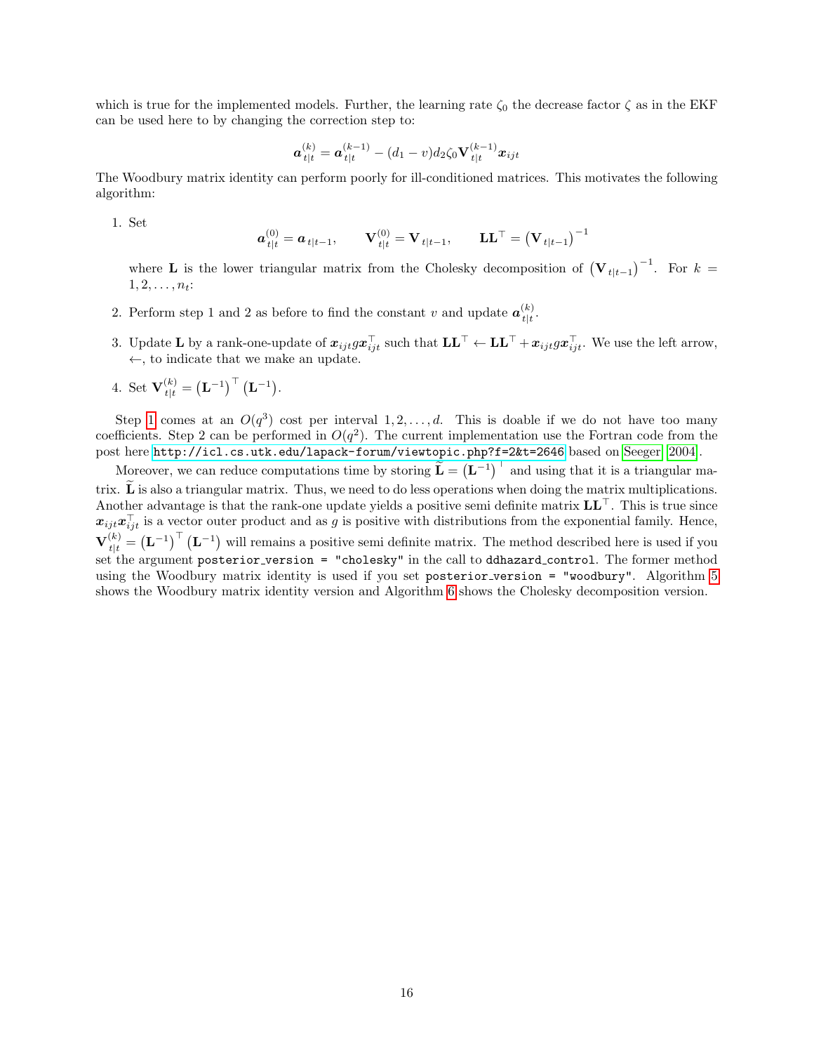which is true for the implemented models. Further, the learning rate $\zeta_0$ the decrease factor $\zeta$ as in the EKF can be used here to by changing the correction step to:

$$\boldsymbol{a}_{t|t}^{(k)} = \boldsymbol{a}_{t|t}^{(k-1)} - (d_1 - v) d_2 \zeta_0 \mathbf{V}_{t|t}^{(k-1)} \boldsymbol{x}_{ijt}$$

The Woodbury matrix identity can perform poorly for ill-conditioned matrices. This motivates the following algorithm:

1. Set

$$\boldsymbol{a}_{t|t}^{(0)} = \boldsymbol{a}_{t|t-1}, \qquad \mathbf{V}_{t|t}^{(0)} = \mathbf{V}_{t|t-1}, \qquad \mathbf{L}\mathbf{L}^\top = \left(\mathbf{V}_{t|t-1}\right)^{-1}$$

   where $\mathbf{L}$ is the lower triangular matrix from the Cholesky decomposition of $\left(\mathbf{V}_{t|t-1}\right)^{-1}$. For $k = 1, 2, \dots, n_t$:

2. Perform step 1 and 2 as before to find the constant $v$ and update $\boldsymbol{a}_{t|t}^{(k)}$.

3. Update $\mathbf{L}$ by a rank-one-update of $\boldsymbol{x}_{ijt} g \boldsymbol{x}_{ijt}^\top$ such that $\mathbf{L}\mathbf{L}^\top \leftarrow \mathbf{L}\mathbf{L}^\top + \boldsymbol{x}_{ijt} g \boldsymbol{x}_{ijt}^\top$. We use the left arrow, $\leftarrow$, to indicate that we make an update.

4. Set $\mathbf{V}_{t|t}^{(k)} = \left(\mathbf{L}^{-1}\right)^\top \left(\mathbf{L}^{-1}\right)$.

Step 1 comes at an $O(q^3)$ cost per interval $1, 2, \dots, d$. This is doable if we do not have too many coefficients. Step 2 can be performed in $O(q^2)$. The current implementation use the Fortran code from the post here http://icl.cs.utk.edu/lapack-forum/viewtopic.php?f=2&t=2646 based on Seeger (2004).

Moreover, we can reduce computations time by storing $\widetilde{\mathbf{L}} = \left(\mathbf{L}^{-1}\right)^\top$ and using that it is a triangular matrix. $\widetilde{\mathbf{L}}$ is also a triangular matrix. Thus, we need to do less operations when doing the matrix multiplications. Another advantage is that the rank-one update yields a positive semi definite matrix $\mathbf{L}\mathbf{L}^\top$. This is true since $\boldsymbol{x}_{ijt}\boldsymbol{x}_{ijt}^\top$ is a vector outer product and as $g$ is positive with distributions from the exponential family. Hence, $\mathbf{V}_{t|t}^{(k)} = \left(\mathbf{L}^{-1}\right)^\top \left(\mathbf{L}^{-1}\right)$ will remains a positive semi definite matrix. The method described here is used if you set the argument `posterior_version = "cholesky"` in the call to `ddhazard_control`. The former method using the Woodbury matrix identity is used if you set `posterior_version = "woodbury"`. Algorithm 5 shows the Woodbury matrix identity version and Algorithm 6 shows the Cholesky decomposition version.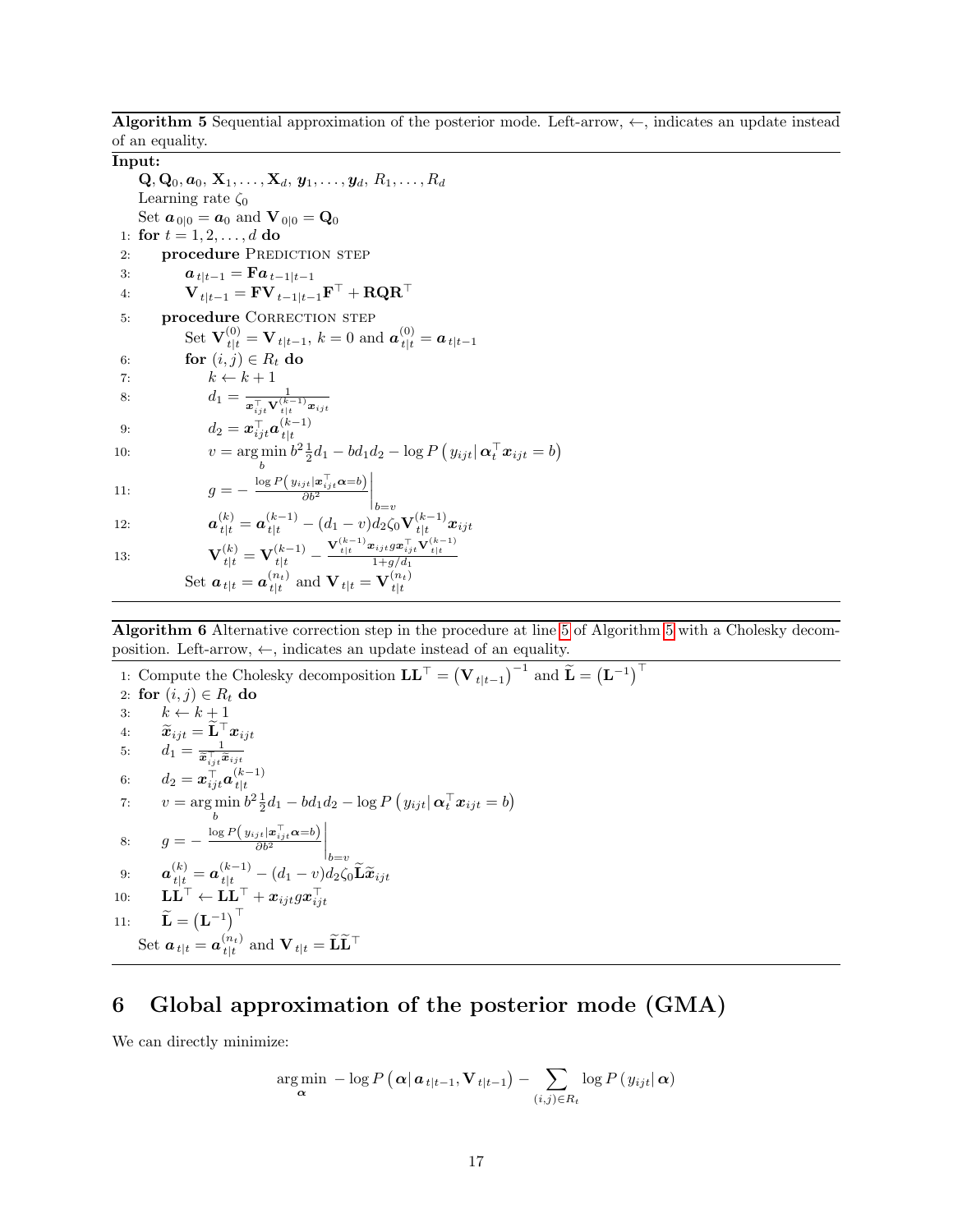**Algorithm 5** Sequential approximation of the posterior mode. Left-arrow, $\leftarrow$, indicates an update instead of an equality.

**Input:**

$\mathbf{Q}, \mathbf{Q}_0, \boldsymbol{a}_0, \mathbf{X}_1, \ldots, \mathbf{X}_d, \boldsymbol{y}_1, \ldots, \boldsymbol{y}_d, R_1, \ldots, R_d$

Learning rate $\zeta_0$

Set $\boldsymbol{a}_{0|0} = \boldsymbol{a}_0$ and $\mathbf{V}_{0|0} = \mathbf{Q}_0$

1: **for** $t = 1, 2, \ldots, d$ **do**

2: &nbsp;&nbsp;&nbsp;&nbsp;**procedure** Prediction step

3: &nbsp;&nbsp;&nbsp;&nbsp;&nbsp;&nbsp;&nbsp;&nbsp;$\boldsymbol{a}_{t|t-1} = \mathbf{F}\boldsymbol{a}_{t-1|t-1}$

4: &nbsp;&nbsp;&nbsp;&nbsp;&nbsp;&nbsp;&nbsp;&nbsp;$\mathbf{V}_{t|t-1} = \mathbf{F}\mathbf{V}_{t-1|t-1}\mathbf{F}^\top + \mathbf{R}\mathbf{Q}\mathbf{R}^\top$

5: &nbsp;&nbsp;&nbsp;&nbsp;**procedure** Correction step

&nbsp;&nbsp;&nbsp;&nbsp;&nbsp;&nbsp;&nbsp;&nbsp;Set $\mathbf{V}_{t|t}^{(0)} = \mathbf{V}_{t|t-1}$, $k = 0$ and $\boldsymbol{a}_{t|t}^{(0)} = \boldsymbol{a}_{t|t-1}$

6: &nbsp;&nbsp;&nbsp;&nbsp;&nbsp;&nbsp;&nbsp;&nbsp;**for** $(i,j) \in R_t$ **do**

7: &nbsp;&nbsp;&nbsp;&nbsp;&nbsp;&nbsp;&nbsp;&nbsp;&nbsp;&nbsp;&nbsp;&nbsp;$k \leftarrow k + 1$

8: &nbsp;&nbsp;&nbsp;&nbsp;&nbsp;&nbsp;&nbsp;&nbsp;&nbsp;&nbsp;&nbsp;&nbsp;$d_1 = \frac{1}{\boldsymbol{x}_{ijt}^\top \mathbf{V}_{t|t}^{(k-1)} \boldsymbol{x}_{ijt}}$

9: &nbsp;&nbsp;&nbsp;&nbsp;&nbsp;&nbsp;&nbsp;&nbsp;&nbsp;&nbsp;&nbsp;&nbsp;$d_2 = \boldsymbol{x}_{ijt}^\top \boldsymbol{a}_{t|t}^{(k-1)}$

10: &nbsp;&nbsp;&nbsp;&nbsp;&nbsp;&nbsp;&nbsp;&nbsp;&nbsp;&nbsp;&nbsp;$v = \arg\min_b b^2 \frac{1}{2} d_1 - b d_1 d_2 - \log P\left(y_{ijt} \middle| \boldsymbol{\alpha}_t^\top \boldsymbol{x}_{ijt} = b\right)$

11: &nbsp;&nbsp;&nbsp;&nbsp;&nbsp;&nbsp;&nbsp;&nbsp;&nbsp;&nbsp;&nbsp;$g = -\left.\frac{\log P\left(y_{ijt} \middle| \boldsymbol{x}_{ijt}^\top \boldsymbol{\alpha} = b\right)}{\partial b^2}\right|_{b=v}$

12: &nbsp;&nbsp;&nbsp;&nbsp;&nbsp;&nbsp;&nbsp;&nbsp;&nbsp;&nbsp;&nbsp;$\boldsymbol{a}_{t|t}^{(k)} = \boldsymbol{a}_{t|t}^{(k-1)} - (d_1 - v) d_2 \zeta_0 \mathbf{V}_{t|t}^{(k-1)} \boldsymbol{x}_{ijt}$

13: &nbsp;&nbsp;&nbsp;&nbsp;&nbsp;&nbsp;&nbsp;&nbsp;&nbsp;&nbsp;&nbsp;$\mathbf{V}_{t|t}^{(k)} = \mathbf{V}_{t|t}^{(k-1)} - \frac{\mathbf{V}_{t|t}^{(k-1)} \boldsymbol{x}_{ijt} g \boldsymbol{x}_{ijt}^\top \mathbf{V}_{t|t}^{(k-1)}}{1 + g/d_1}$

&nbsp;&nbsp;&nbsp;&nbsp;&nbsp;&nbsp;&nbsp;&nbsp;Set $\boldsymbol{a}_{t|t} = \boldsymbol{a}_{t|t}^{(n_t)}$ and $\mathbf{V}_{t|t} = \mathbf{V}_{t|t}^{(n_t)}$

**Algorithm 6** Alternative correction step in the procedure at line 5 of Algorithm 5 with a Cholesky decomposition. Left-arrow, $\leftarrow$, indicates an update instead of an equality.

1: Compute the Cholesky decomposition $\mathbf{L}\mathbf{L}^\top = \left(\mathbf{V}_{t|t-1}\right)^{-1}$ and $\widetilde{\mathbf{L}} = \left(\mathbf{L}^{-1}\right)^\top$

2: **for** $(i,j) \in R_t$ **do**

3: &nbsp;&nbsp;&nbsp;&nbsp;$k \leftarrow k + 1$

4: &nbsp;&nbsp;&nbsp;&nbsp;$\widetilde{\boldsymbol{x}}_{ijt} = \widetilde{\mathbf{L}}^\top \boldsymbol{x}_{ijt}$

5: &nbsp;&nbsp;&nbsp;&nbsp;$d_1 = \frac{1}{\widetilde{\boldsymbol{x}}_{ijt}^\top \widetilde{\boldsymbol{x}}_{ijt}}$

6: &nbsp;&nbsp;&nbsp;&nbsp;$d_2 = \boldsymbol{x}_{ijt}^\top \boldsymbol{a}_{t|t}^{(k-1)}$

7: &nbsp;&nbsp;&nbsp;&nbsp;$v = \arg\min_b b^2 \frac{1}{2} d_1 - b d_1 d_2 - \log P\left(y_{ijt} \middle| \boldsymbol{\alpha}_t^\top \boldsymbol{x}_{ijt} = b\right)$

8: &nbsp;&nbsp;&nbsp;&nbsp;$g = -\left.\frac{\log P\left(y_{ijt} \middle| \boldsymbol{x}_{ijt}^\top \boldsymbol{\alpha} = b\right)}{\partial b^2}\right|_{b=v}$

9: &nbsp;&nbsp;&nbsp;&nbsp;$\boldsymbol{a}_{t|t}^{(k)} = \boldsymbol{a}_{t|t}^{(k-1)} - (d_1 - v) d_2 \zeta_0 \widetilde{\mathbf{L}} \widetilde{\boldsymbol{x}}_{ijt}$

10: &nbsp;&nbsp;&nbsp;$\mathbf{L}\mathbf{L}^\top \leftarrow \mathbf{L}\mathbf{L}^\top + \boldsymbol{x}_{ijt} g \boldsymbol{x}_{ijt}^\top$

11: &nbsp;&nbsp;&nbsp;$\widetilde{\mathbf{L}} = \left(\mathbf{L}^{-1}\right)^\top$

&nbsp;&nbsp;&nbsp;&nbsp;Set $\boldsymbol{a}_{t|t} = \boldsymbol{a}_{t|t}^{(n_t)}$ and $\mathbf{V}_{t|t} = \widetilde{\mathbf{L}}\widetilde{\mathbf{L}}^\top$

# 6 Global approximation of the posterior mode (GMA)

We can directly minimize:

$$\arg\min_{\boldsymbol{\alpha}} \; -\log P\left(\boldsymbol{\alpha} \middle| \boldsymbol{a}_{t|t-1}, \mathbf{V}_{t|t-1}\right) - \sum_{(i,j) \in R_t} \log P\left(y_{ijt} \middle| \boldsymbol{\alpha}\right)$$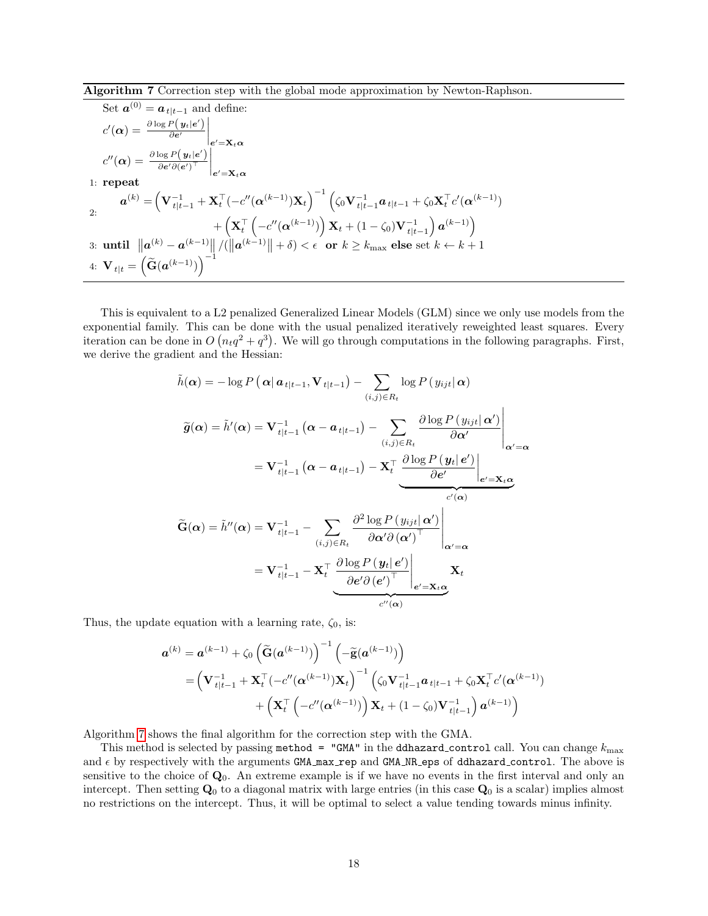**Algorithm 7** Correction step with the global mode approximation by Newton-Raphson.

Set $\boldsymbol{a}^{(0)} = \boldsymbol{a}_{t|t-1}$ and define:

$$c'(\boldsymbol{\alpha}) = \left.\frac{\partial \log P\left(\boldsymbol{y}_t \middle| \boldsymbol{e}'\right)}{\partial \boldsymbol{e}'}\right|_{\boldsymbol{e}'=\mathbf{X}_t\boldsymbol{\alpha}}$$

$$c''(\boldsymbol{\alpha}) = \left.\frac{\partial \log P\left(\boldsymbol{y}_t \middle| \boldsymbol{e}'\right)}{\partial \boldsymbol{e}'\partial (\boldsymbol{e}')^\top}\right|_{\boldsymbol{e}'=\mathbf{X}_t\boldsymbol{\alpha}}$$

1: **repeat**

2: $$\boldsymbol{a}^{(k)} = \left(\mathbf{V}_{t|t-1}^{-1} + \mathbf{X}_t^\top(-c''(\boldsymbol{\alpha}^{(k-1)})\mathbf{X}_t\right)^{-1}\left(\zeta_0\mathbf{V}_{t|t-1}^{-1}\boldsymbol{a}_{t|t-1} + \zeta_0\mathbf{X}_t^\top c'(\boldsymbol{\alpha}^{(k-1)}) + \left(\mathbf{X}_t^\top\left(-c''(\boldsymbol{\alpha}^{(k-1)})\right)\mathbf{X}_t + (1-\zeta_0)\mathbf{V}_{t|t-1}^{-1}\right)\boldsymbol{a}^{(k-1)}\right)$$

3: **until** $\left\|\boldsymbol{a}^{(k)} - \boldsymbol{a}^{(k-1)}\right\| / (\left\|\boldsymbol{a}^{(k-1)}\right\| + \delta) < \epsilon$ **or** $k \geq k_{\max}$ **else** set $k \leftarrow k+1$

4: $\mathbf{V}_{t|t} = \left(\widetilde{\mathbf{G}}(\boldsymbol{a}^{(k-1)})\right)^{-1}$

This is equivalent to a L2 penalized Generalized Linear Models (GLM) since we only use models from the exponential family. This can be done with the usual penalized iteratively reweighted least squares. Every iteration can be done in $O\left(n_t q^2 + q^3\right)$. We will go through computations in the following paragraphs. First, we derive the gradient and the Hessian:

$$\tilde{h}(\boldsymbol{\alpha}) = -\log P\left(\boldsymbol{\alpha} \middle| \boldsymbol{a}_{t|t-1}, \mathbf{V}_{t|t-1}\right) - \sum_{(i,j)\in R_t} \log P\left(y_{ijt} \middle| \boldsymbol{\alpha}\right)$$

$$\begin{aligned}
\widetilde{\boldsymbol{g}}(\boldsymbol{\alpha}) = \tilde{h}'(\boldsymbol{\alpha}) &= \mathbf{V}_{t|t-1}^{-1}\left(\boldsymbol{\alpha} - \boldsymbol{a}_{t|t-1}\right) - \sum_{(i,j)\in R_t} \left.\frac{\partial \log P\left(y_{ijt} \middle| \boldsymbol{\alpha}'\right)}{\partial \boldsymbol{\alpha}'}\right|_{\boldsymbol{\alpha}'=\boldsymbol{\alpha}} \\
&= \mathbf{V}_{t|t-1}^{-1}\left(\boldsymbol{\alpha} - \boldsymbol{a}_{t|t-1}\right) - \mathbf{X}_t^\top \underbrace{\left.\frac{\partial \log P\left(\boldsymbol{y}_t \middle| \boldsymbol{e}'\right)}{\partial \boldsymbol{e}'}\right|_{\boldsymbol{e}'=\mathbf{X}_t\boldsymbol{\alpha}}}_{c'(\boldsymbol{\alpha})}
\end{aligned}$$

$$\begin{aligned}
\widetilde{\mathbf{G}}(\boldsymbol{\alpha}) = \tilde{h}''(\boldsymbol{\alpha}) &= \mathbf{V}_{t|t-1}^{-1} - \sum_{(i,j)\in R_t} \left.\frac{\partial^2 \log P\left(y_{ijt} \middle| \boldsymbol{\alpha}'\right)}{\partial \boldsymbol{\alpha}'\partial\left(\boldsymbol{\alpha}'\right)^\top}\right|_{\boldsymbol{\alpha}'=\boldsymbol{\alpha}} \\
&= \mathbf{V}_{t|t-1}^{-1} - \mathbf{X}_t^\top \underbrace{\left.\frac{\partial \log P\left(\boldsymbol{y}_t \middle| \boldsymbol{e}'\right)}{\partial \boldsymbol{e}'\partial\left(\boldsymbol{e}'\right)^\top}\right|_{\boldsymbol{e}'=\mathbf{X}_t\boldsymbol{\alpha}}}_{c''(\boldsymbol{\alpha})} \mathbf{X}_t
\end{aligned}$$

Thus, the update equation with a learning rate, $\zeta_0$, is:

$$\begin{aligned}
\boldsymbol{a}^{(k)} &= \boldsymbol{a}^{(k-1)} + \zeta_0\left(\widetilde{\mathbf{G}}(\boldsymbol{a}^{(k-1)})\right)^{-1}\left(-\widetilde{\boldsymbol{g}}(\boldsymbol{a}^{(k-1)})\right) \\
&= \left(\mathbf{V}_{t|t-1}^{-1} + \mathbf{X}_t^\top(-c''(\boldsymbol{\alpha}^{(k-1)})\mathbf{X}_t\right)^{-1}\Big(\zeta_0\mathbf{V}_{t|t-1}^{-1}\boldsymbol{a}_{t|t-1} + \zeta_0\mathbf{X}_t^\top c'(\boldsymbol{\alpha}^{(k-1)}) \\
&\qquad + \left(\mathbf{X}_t^\top\left(-c''(\boldsymbol{\alpha}^{(k-1)})\right)\mathbf{X}_t + (1-\zeta_0)\mathbf{V}_{t|t-1}^{-1}\right)\boldsymbol{a}^{(k-1)}\Big)
\end{aligned}$$

Algorithm 7 shows the final algorithm for the correction step with the GMA.

This method is selected by passing `method = "GMA"` in the `ddhazard_control` call. You can change $k_{\max}$ and $\epsilon$ by respectively with the arguments `GMA_max_rep` and `GMA_NR_eps` of `ddhazard_control`. The above is sensitive to the choice of $\mathbf{Q}_0$. An extreme example is if we have no events in the first interval and only an intercept. Then setting $\mathbf{Q}_0$ to a diagonal matrix with large entries (in this case $\mathbf{Q}_0$ is a scalar) implies almost no restrictions on the intercept. Thus, it will be optimal to select a value tending towards minus infinity.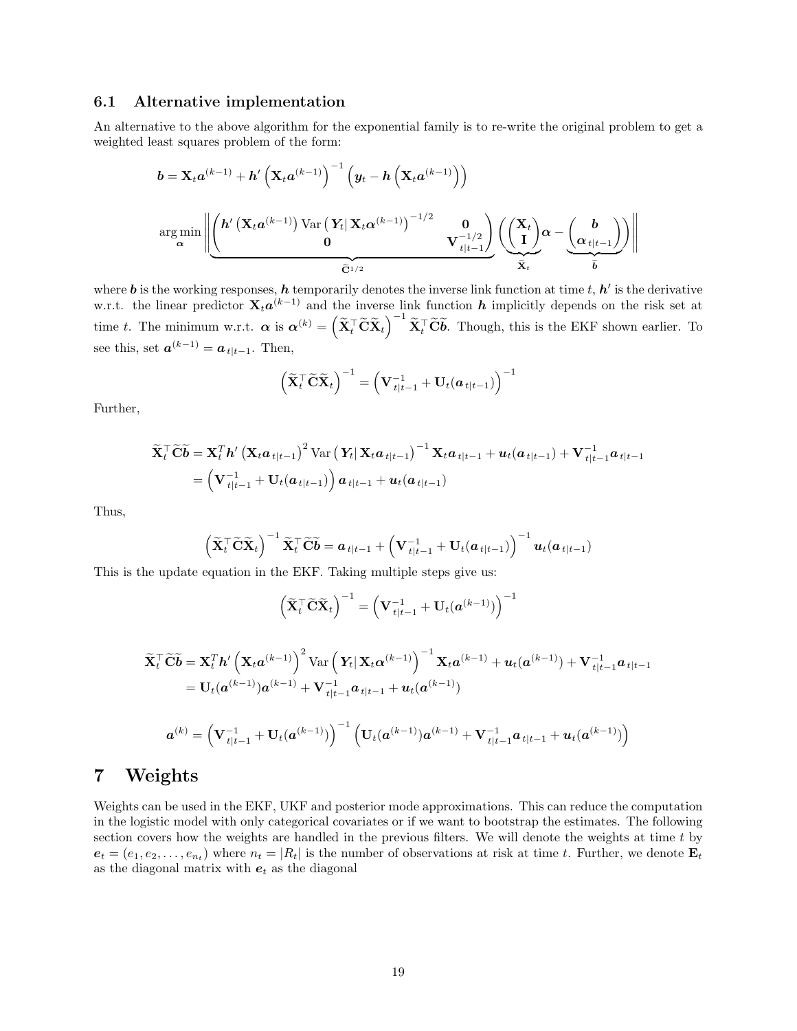### 6.1 Alternative implementation

An alternative to the above algorithm for the exponential family is to re-write the original problem to get a weighted least squares problem of the form:

$$
\boldsymbol{b} = \mathbf{X}_t \boldsymbol{a}^{(k-1)} + \boldsymbol{h}'\left(\mathbf{X}_t \boldsymbol{a}^{(k-1)}\right)^{-1}\left(\boldsymbol{y}_t - \boldsymbol{h}\left(\mathbf{X}_t \boldsymbol{a}^{(k-1)}\right)\right)
$$

$$
\underset{\boldsymbol{\alpha}}{\arg\min} \left\| \underbrace{\begin{pmatrix} \boldsymbol{h}'\left(\mathbf{X}_t \boldsymbol{a}^{(k-1)}\right) \operatorname{Var}\left(\boldsymbol{Y}_t \middle| \mathbf{X}_t \boldsymbol{\alpha}^{(k-1)}\right)^{-1/2} & \mathbf{0} \\ \mathbf{0} & \mathbf{V}_{t|t-1}^{-1/2} \end{pmatrix}}_{\widetilde{\mathbf{C}}^{1/2}} \left( \underbrace{\begin{pmatrix} \mathbf{X}_t \\ \mathbf{I} \end{pmatrix}}_{\widetilde{\mathbf{X}}_t} \boldsymbol{\alpha} - \underbrace{\begin{pmatrix} \boldsymbol{b} \\ \boldsymbol{\alpha}_{t|t-1} \end{pmatrix}}_{\widetilde{\boldsymbol{b}}} \right) \right\|
$$

where $\boldsymbol{b}$ is the working responses, $\boldsymbol{h}$ temporarily denotes the inverse link function at time $t$, $\boldsymbol{h}'$ is the derivative w.r.t. the linear predictor $\mathbf{X}_t \boldsymbol{a}^{(k-1)}$ and the inverse link function $\boldsymbol{h}$ implicitly depends on the risk set at time $t$. The minimum w.r.t. $\boldsymbol{\alpha}$ is $\boldsymbol{\alpha}^{(k)} = \left(\widetilde{\mathbf{X}}_t^\top \widetilde{\mathbf{C}} \widetilde{\mathbf{X}}_t\right)^{-1} \widetilde{\mathbf{X}}_t^\top \widetilde{\mathbf{C}} \widetilde{\boldsymbol{b}}$. Though, this is the EKF shown earlier. To see this, set $\boldsymbol{a}^{(k-1)} = \boldsymbol{a}_{t|t-1}$. Then,

$$
\left(\widetilde{\mathbf{X}}_t^\top \widetilde{\mathbf{C}} \widetilde{\mathbf{X}}_t\right)^{-1} = \left(\mathbf{V}_{t|t-1}^{-1} + \mathbf{U}_t(\boldsymbol{a}_{t|t-1})\right)^{-1}
$$

Further,

$$
\begin{aligned}
\widetilde{\mathbf{X}}_t^\top \widetilde{\mathbf{C}} \widetilde{\boldsymbol{b}} &= \mathbf{X}_t^T \boldsymbol{h}'\left(\mathbf{X}_t \boldsymbol{a}_{t|t-1}\right)^2 \operatorname{Var}\left(\boldsymbol{Y}_t \middle| \mathbf{X}_t \boldsymbol{a}_{t|t-1}\right)^{-1} \mathbf{X}_t \boldsymbol{a}_{t|t-1} + \boldsymbol{u}_t(\boldsymbol{a}_{t|t-1}) + \mathbf{V}_{t|t-1}^{-1} \boldsymbol{a}_{t|t-1} \\
&= \left(\mathbf{V}_{t|t-1}^{-1} + \mathbf{U}_t(\boldsymbol{a}_{t|t-1})\right) \boldsymbol{a}_{t|t-1} + \boldsymbol{u}_t(\boldsymbol{a}_{t|t-1})
\end{aligned}
$$

Thus,

$$
\left(\widetilde{\mathbf{X}}_t^\top \widetilde{\mathbf{C}} \widetilde{\mathbf{X}}_t\right)^{-1} \widetilde{\mathbf{X}}_t^\top \widetilde{\mathbf{C}} \widetilde{\boldsymbol{b}} = \boldsymbol{a}_{t|t-1} + \left(\mathbf{V}_{t|t-1}^{-1} + \mathbf{U}_t(\boldsymbol{a}_{t|t-1})\right)^{-1} \boldsymbol{u}_t(\boldsymbol{a}_{t|t-1})
$$

This is the update equation in the EKF. Taking multiple steps give us:

$$
\left(\widetilde{\mathbf{X}}_t^\top \widetilde{\mathbf{C}} \widetilde{\mathbf{X}}_t\right)^{-1} = \left(\mathbf{V}_{t|t-1}^{-1} + \mathbf{U}_t(\boldsymbol{a}^{(k-1)})\right)^{-1}
$$

$$
\begin{aligned}
\widetilde{\mathbf{X}}_t^\top \widetilde{\mathbf{C}} \widetilde{\boldsymbol{b}} &= \mathbf{X}_t^T \boldsymbol{h}'\left(\mathbf{X}_t \boldsymbol{a}^{(k-1)}\right)^2 \operatorname{Var}\left(\boldsymbol{Y}_t \middle| \mathbf{X}_t \boldsymbol{\alpha}^{(k-1)}\right)^{-1} \mathbf{X}_t \boldsymbol{a}^{(k-1)} + \boldsymbol{u}_t(\boldsymbol{a}^{(k-1)}) + \mathbf{V}_{t|t-1}^{-1} \boldsymbol{a}_{t|t-1} \\
&= \mathbf{U}_t(\boldsymbol{a}^{(k-1)}) \boldsymbol{a}^{(k-1)} + \mathbf{V}_{t|t-1}^{-1} \boldsymbol{a}_{t|t-1} + \boldsymbol{u}_t(\boldsymbol{a}^{(k-1)})
\end{aligned}
$$

$$
\boldsymbol{a}^{(k)} = \left(\mathbf{V}_{t|t-1}^{-1} + \mathbf{U}_t(\boldsymbol{a}^{(k-1)})\right)^{-1} \left(\mathbf{U}_t(\boldsymbol{a}^{(k-1)}) \boldsymbol{a}^{(k-1)} + \mathbf{V}_{t|t-1}^{-1} \boldsymbol{a}_{t|t-1} + \boldsymbol{u}_t(\boldsymbol{a}^{(k-1)})\right)
$$

# 7 Weights

Weights can be used in the EKF, UKF and posterior mode approximations. This can reduce the computation in the logistic model with only categorical covariates or if we want to bootstrap the estimates. The following section covers how the weights are handled in the previous filters. We will denote the weights at time $t$ by $\boldsymbol{e}_t = (e_1, e_2, \dots, e_{n_t})$ where $n_t = |R_t|$ is the number of observations at risk at time $t$. Further, we denote $\mathbf{E}_t$ as the diagonal matrix with $\boldsymbol{e}_t$ as the diagonal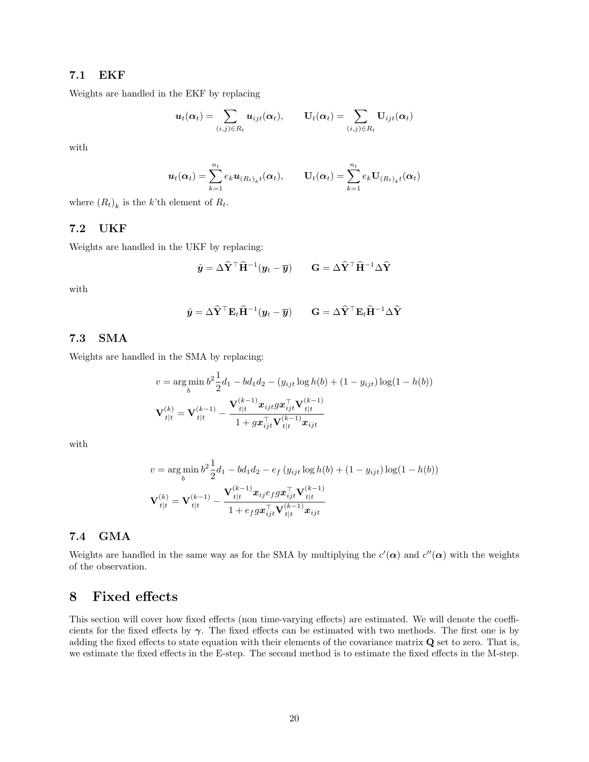### 7.1 EKF

Weights are handled in the EKF by replacing

$$\boldsymbol{u}_t(\boldsymbol{\alpha}_t) = \sum_{(i,j)\in R_t} \boldsymbol{u}_{ijt}(\boldsymbol{\alpha}_t), \qquad \mathbf{U}_t(\boldsymbol{\alpha}_t) = \sum_{(i,j)\in R_t} \mathbf{U}_{ijt}(\boldsymbol{\alpha}_t)$$

with

$$\boldsymbol{u}_t(\boldsymbol{\alpha}_t) = \sum_{k=1}^{n_t} e_k \boldsymbol{u}_{(R_t)_k t}(\boldsymbol{\alpha}_t), \qquad \mathbf{U}_t(\boldsymbol{\alpha}_t) = \sum_{k=1}^{n_t} e_k \mathbf{U}_{(R_t)_k t}(\boldsymbol{\alpha}_t)$$

where $(R_t)_k$ is the $k$'th element of $R_t$.

### 7.2 UKF

Weights are handled in the UKF by replacing:

$$\tilde{\boldsymbol{y}} = \Delta\widehat{\mathbf{Y}}^\top \widehat{\mathbf{H}}^{-1}(\boldsymbol{y}_t - \overline{\boldsymbol{y}}) \qquad \mathbf{G} = \Delta\widehat{\mathbf{Y}}^\top \widehat{\mathbf{H}}^{-1}\Delta\widehat{\mathbf{Y}}$$

with

$$\tilde{\boldsymbol{y}} = \Delta\widehat{\mathbf{Y}}^\top \mathbf{E}_t \widehat{\mathbf{H}}^{-1}(\boldsymbol{y}_t - \overline{\boldsymbol{y}}) \qquad \mathbf{G} = \Delta\widehat{\mathbf{Y}}^\top \mathbf{E}_t \widehat{\mathbf{H}}^{-1}\Delta\widehat{\mathbf{Y}}$$

### 7.3 SMA

Weights are handled in the SMA by replacing:

$$v = \arg\min_b b^2 \frac{1}{2} d_1 - b d_1 d_2 - (y_{ijt} \log h(b) + (1 - y_{ijt}) \log(1 - h(b)))$$

$$\mathbf{V}_{t|t}^{(k)} = \mathbf{V}_{t|t}^{(k-1)} - \frac{\mathbf{V}_{t|t}^{(k-1)} \boldsymbol{x}_{ijt} g \boldsymbol{x}_{ijt}^\top \mathbf{V}_{t|t}^{(k-1)}}{1 + g \boldsymbol{x}_{ijt}^\top \mathbf{V}_{t|t}^{(k-1)} \boldsymbol{x}_{ijt}}$$

with

$$v = \arg\min_b b^2 \frac{1}{2} d_1 - b d_1 d_2 - e_f \left(y_{ijt} \log h(b) + (1 - y_{ijt}) \log(1 - h(b)\right))$$

$$\mathbf{V}_{t|t}^{(k)} = \mathbf{V}_{t|t}^{(k-1)} - \frac{\mathbf{V}_{t|t}^{(k-1)} \boldsymbol{x}_{ij} e_f g \boldsymbol{x}_{ijt}^\top \mathbf{V}_{t|t}^{(k-1)}}{1 + e_f g \boldsymbol{x}_{ijt}^\top \mathbf{V}_{t|t}^{(k-1)} \boldsymbol{x}_{ijt}}$$

### 7.4 GMA

Weights are handled in the same way as for the SMA by multiplying the $c'(\boldsymbol{\alpha})$ and $c''(\boldsymbol{\alpha})$ with the weights of the observation.

## 8 Fixed effects

This section will cover how fixed effects (non time-varying effects) are estimated. We will denote the coefficients for the fixed effects by $\boldsymbol{\gamma}$. The fixed effects can be estimated with two methods. The first one is by adding the fixed effects to state equation with their elements of the covariance matrix $\mathbf{Q}$ set to zero. That is, we estimate the fixed effects in the E-step. The second method is to estimate the fixed effects in the M-step.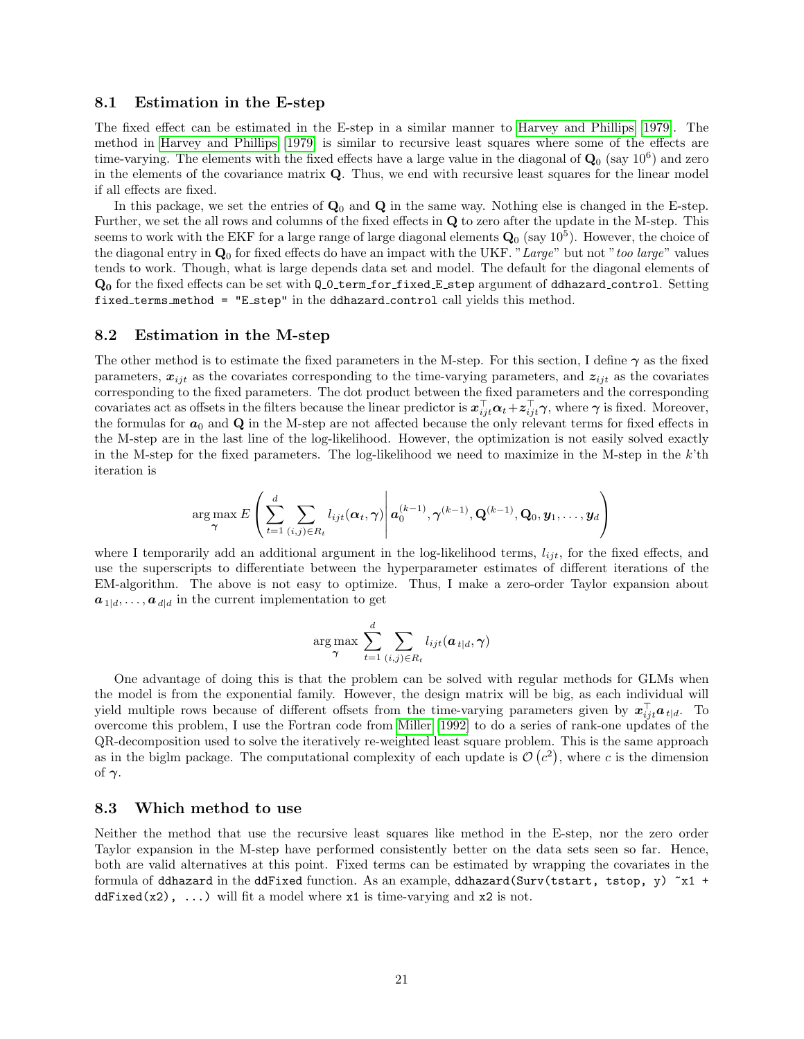### 8.1 Estimation in the E-step

The fixed effect can be estimated in the E-step in a similar manner to Harvey and Phillips [1979]. The method in Harvey and Phillips [1979] is similar to recursive least squares where some of the effects are time-varying. The elements with the fixed effects have a large value in the diagonal of $\mathbf{Q}_0$ (say $10^6$) and zero in the elements of the covariance matrix $\mathbf{Q}$. Thus, we end with recursive least squares for the linear model if all effects are fixed.

In this package, we set the entries of $\mathbf{Q}_0$ and $\mathbf{Q}$ in the same way. Nothing else is changed in the E-step. Further, we set the all rows and columns of the fixed effects in $\mathbf{Q}$ to zero after the update in the M-step. This seems to work with the EKF for a large range of large diagonal elements $\mathbf{Q}_0$ (say $10^5$). However, the choice of the diagonal entry in $\mathbf{Q}_0$ for fixed effects do have an impact with the UKF. "*Large*" but not "*too large*" values tends to work. Though, what is large depends data set and model. The default for the diagonal elements of $\mathbf{Q_0}$ for the fixed effects can be set with `Q_0_term_for_fixed_E_step` argument of `ddhazard_control`. Setting `fixed_terms_method = "E_step"` in the `ddhazard_control` call yields this method.

### 8.2 Estimation in the M-step

The other method is to estimate the fixed parameters in the M-step. For this section, I define $\boldsymbol{\gamma}$ as the fixed parameters, $\boldsymbol{x}_{ijt}$ as the covariates corresponding to the time-varying parameters, and $\boldsymbol{z}_{ijt}$ as the covariates corresponding to the fixed parameters. The dot product between the fixed parameters and the corresponding covariates act as offsets in the filters because the linear predictor is $\boldsymbol{x}_{ijt}^\top \boldsymbol{\alpha}_t + \boldsymbol{z}_{ijt}^\top \boldsymbol{\gamma}$, where $\boldsymbol{\gamma}$ is fixed. Moreover, the formulas for $\boldsymbol{a}_0$ and $\mathbf{Q}$ in the M-step are not affected because the only relevant terms for fixed effects in the M-step are in the last line of the log-likelihood. However, the optimization is not easily solved exactly in the M-step for the fixed parameters. The log-likelihood we need to maximize in the M-step in the $k$'th iteration is

$$\underset{\boldsymbol{\gamma}}{\arg\max}\, E\left( \sum_{t=1}^{d} \sum_{(i,j) \in R_t} l_{ijt}(\boldsymbol{\alpha}_t, \boldsymbol{\gamma}) \,\middle|\, \boldsymbol{a}_0^{(k-1)}, \boldsymbol{\gamma}^{(k-1)}, \mathbf{Q}^{(k-1)}, \mathbf{Q}_0, \boldsymbol{y}_1, \dots, \boldsymbol{y}_d \right)$$

where I temporarily add an additional argument in the log-likelihood terms, $l_{ijt}$, for the fixed effects, and use the superscripts to differentiate between the hyperparameter estimates of different iterations of the EM-algorithm. The above is not easy to optimize. Thus, I make a zero-order Taylor expansion about $\boldsymbol{a}_{1|d}, \dots, \boldsymbol{a}_{d|d}$ in the current implementation to get

$$\underset{\boldsymbol{\gamma}}{\arg\max} \sum_{t=1}^{d} \sum_{(i,j) \in R_t} l_{ijt}(\boldsymbol{a}_{t|d}, \boldsymbol{\gamma})$$

One advantage of doing this is that the problem can be solved with regular methods for GLMs when the model is from the exponential family. However, the design matrix will be big, as each individual will yield multiple rows because of different offsets from the time-varying parameters given by $\boldsymbol{x}_{ijt}^\top \boldsymbol{a}_{t|d}$. To overcome this problem, I use the Fortran code from Miller [1992] to do a series of rank-one updates of the QR-decomposition used to solve the iteratively re-weighted least square problem. This is the same approach as in the biglm package. The computational complexity of each update is $\mathcal{O}(c^2)$, where $c$ is the dimension of $\boldsymbol{\gamma}$.

### 8.3 Which method to use

Neither the method that use the recursive least squares like method in the E-step, nor the zero order Taylor expansion in the M-step have performed consistently better on the data sets seen so far. Hence, both are valid alternatives at this point. Fixed terms can be estimated by wrapping the covariates in the formula of `ddhazard` in the `ddFixed` function. As an example, `ddhazard(Surv(tstart, tstop, y) ~x1 + ddFixed(x2), ...)` will fit a model where `x1` is time-varying and `x2` is not.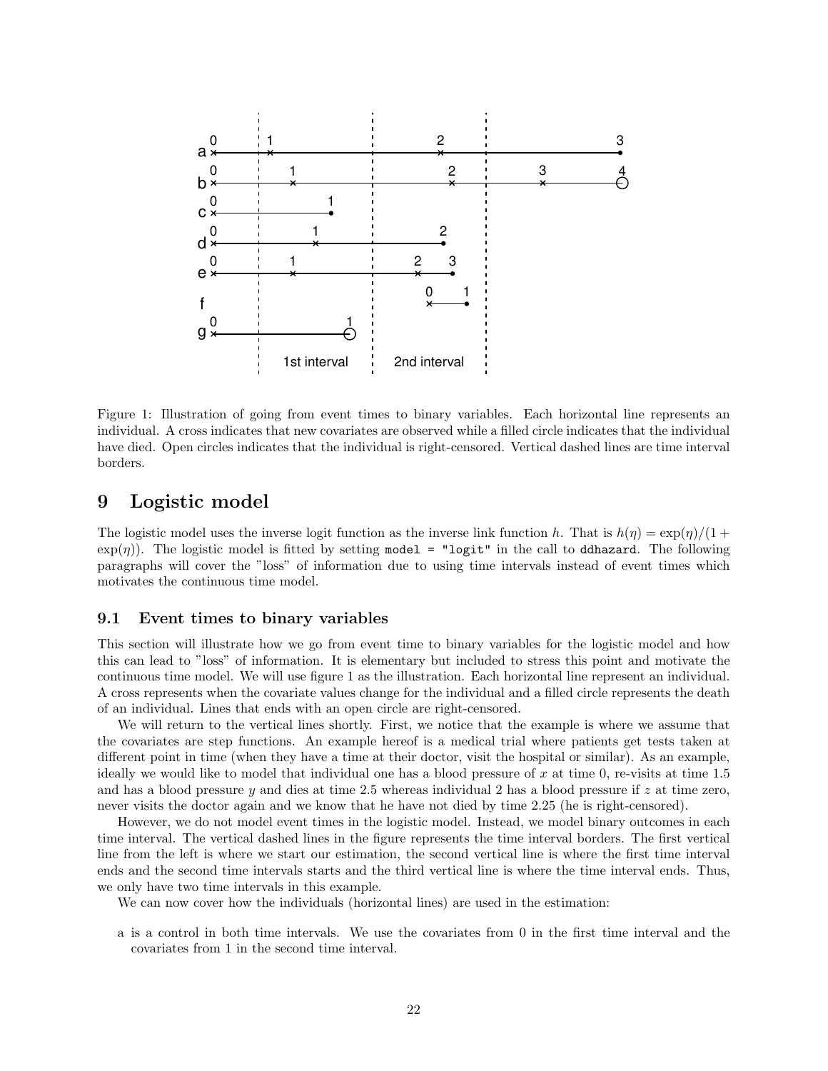Figure 1: Illustration of going from event times to binary variables. Each horizontal line represents an individual. A cross indicates that new covariates are observed while a filled circle indicates that the individual have died. Open circles indicates that the individual is right-censored. Vertical dashed lines are time interval borders.

# 9 Logistic model

The logistic model uses the inverse logit function as the inverse link function $h$. That is $h(\eta) = \exp(\eta)/(1 + \exp(\eta))$. The logistic model is fitted by setting `model = "logit"` in the call to `ddhazard`. The following paragraphs will cover the "loss" of information due to using time intervals instead of event times which motivates the continuous time model.

## 9.1 Event times to binary variables

This section will illustrate how we go from event time to binary variables for the logistic model and how this can lead to "loss" of information. It is elementary but included to stress this point and motivate the continuous time model. We will use figure 1 as the illustration. Each horizontal line represent an individual. A cross represents when the covariate values change for the individual and a filled circle represents the death of an individual. Lines that ends with an open circle are right-censored.

We will return to the vertical lines shortly. First, we notice that the example is where we assume that the covariates are step functions. An example hereof is a medical trial where patients get tests taken at different point in time (when they have a time at their doctor, visit the hospital or similar). As an example, ideally we would like to model that individual one has a blood pressure of $x$ at time 0, re-visits at time 1.5 and has a blood pressure $y$ and dies at time 2.5 whereas individual 2 has a blood pressure if $z$ at time zero, never visits the doctor again and we know that he have not died by time 2.25 (he is right-censored).

However, we do not model event times in the logistic model. Instead, we model binary outcomes in each time interval. The vertical dashed lines in the figure represents the time interval borders. The first vertical line from the left is where we start our estimation, the second vertical line is where the first time interval ends and the second time intervals starts and the third vertical line is where the time interval ends. Thus, we only have two time intervals in this example.

We can now cover how the individuals (horizontal lines) are used in the estimation:

- a is a control in both time intervals. We use the covariates from 0 in the first time interval and the covariates from 1 in the second time interval.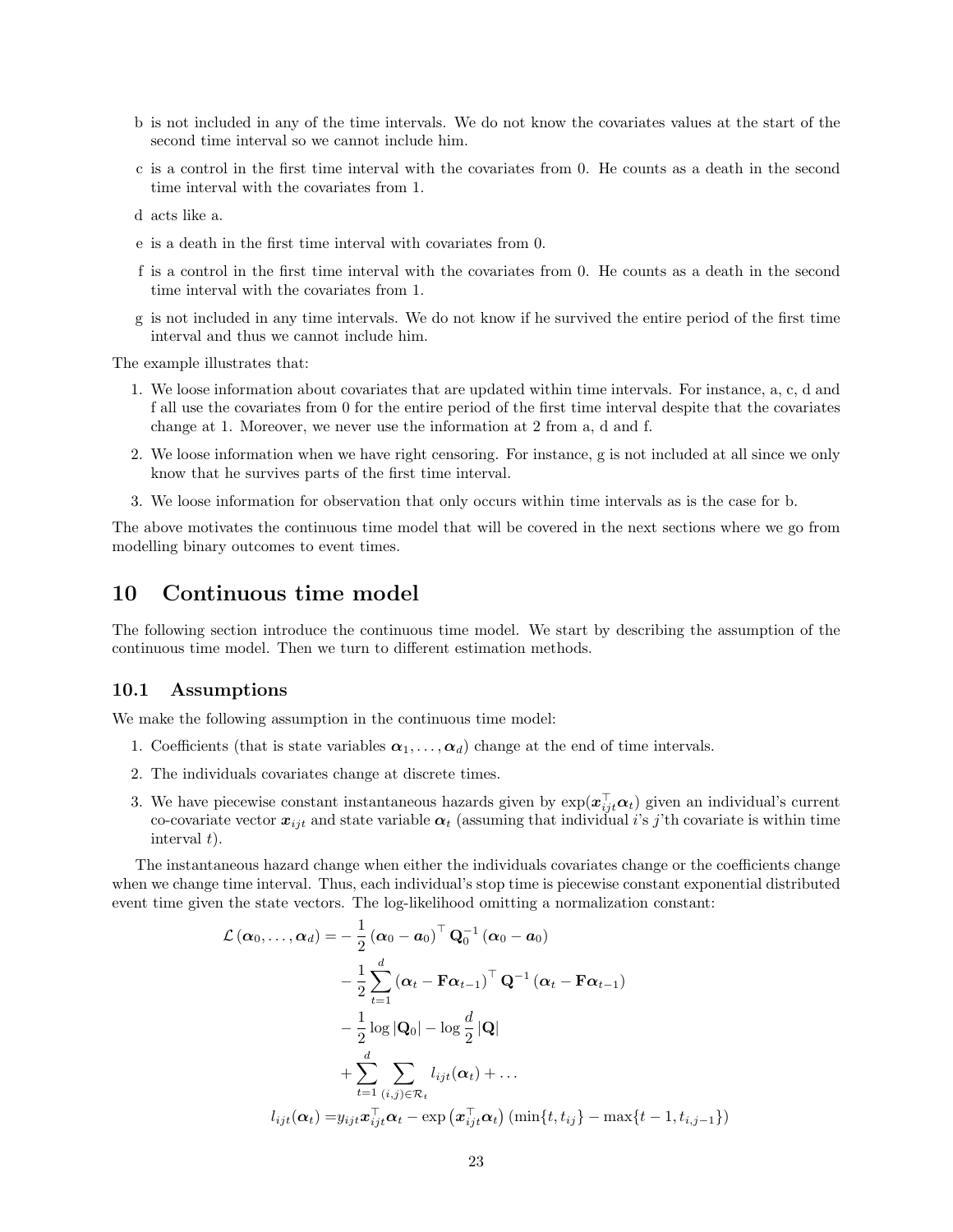- b is not included in any of the time intervals. We do not know the covariates values at the start of the second time interval so we cannot include him.
- c is a control in the first time interval with the covariates from 0. He counts as a death in the second time interval with the covariates from 1.
- d acts like a.
- e is a death in the first time interval with covariates from 0.
- f is a control in the first time interval with the covariates from 0. He counts as a death in the second time interval with the covariates from 1.
- g is not included in any time intervals. We do not know if he survived the entire period of the first time interval and thus we cannot include him.

The example illustrates that:

1. We loose information about covariates that are updated within time intervals. For instance, a, c, d and f all use the covariates from 0 for the entire period of the first time interval despite that the covariates change at 1. Moreover, we never use the information at 2 from a, d and f.
2. We loose information when we have right censoring. For instance, g is not included at all since we only know that he survives parts of the first time interval.
3. We loose information for observation that only occurs within time intervals as is the case for b.

The above motivates the continuous time model that will be covered in the next sections where we go from modelling binary outcomes to event times.

# 10 Continuous time model

The following section introduce the continuous time model. We start by describing the assumption of the continuous time model. Then we turn to different estimation methods.

## 10.1 Assumptions

We make the following assumption in the continuous time model:

1. Coefficients (that is state variables $\boldsymbol{\alpha}_1, \dots, \boldsymbol{\alpha}_d$) change at the end of time intervals.
2. The individuals covariates change at discrete times.
3. We have piecewise constant instantaneous hazards given by $\exp(\boldsymbol{x}_{ijt}^\top \boldsymbol{\alpha}_t)$ given an individual's current co-covariate vector $\boldsymbol{x}_{ijt}$ and state variable $\boldsymbol{\alpha}_t$ (assuming that individual $i$'s $j$'th covariate is within time interval $t$).

The instantaneous hazard change when either the individuals covariates change or the coefficients change when we change time interval. Thus, each individual's stop time is piecewise constant exponential distributed event time given the state vectors. The log-likelihood omitting a normalization constant:

$$
\begin{aligned}
\mathcal{L}\left(\boldsymbol{\alpha}_0, \dots, \boldsymbol{\alpha}_d\right) = & -\frac{1}{2}\left(\boldsymbol{\alpha}_0 - \boldsymbol{a}_0\right)^\top \mathbf{Q}_0^{-1}\left(\boldsymbol{\alpha}_0 - \boldsymbol{a}_0\right) \\
& -\frac{1}{2}\sum_{t=1}^{d}\left(\boldsymbol{\alpha}_t - \mathbf{F}\boldsymbol{\alpha}_{t-1}\right)^\top \mathbf{Q}^{-1}\left(\boldsymbol{\alpha}_t - \mathbf{F}\boldsymbol{\alpha}_{t-1}\right) \\
& -\frac{1}{2}\log|\mathbf{Q}_0| - \log\frac{d}{2}|\mathbf{Q}| \\
& +\sum_{t=1}^{d}\sum_{(i,j)\in\mathcal{R}_t} l_{ijt}(\boldsymbol{\alpha}_t) + \dots \\
l_{ijt}(\boldsymbol{\alpha}_t) = & y_{ijt}\boldsymbol{x}_{ijt}^\top\boldsymbol{\alpha}_t - \exp\left(\boldsymbol{x}_{ijt}^\top\boldsymbol{\alpha}_t\right)\left(\min\{t, t_{ij}\} - \max\{t-1, t_{i,j-1}\}\right)
\end{aligned}
$$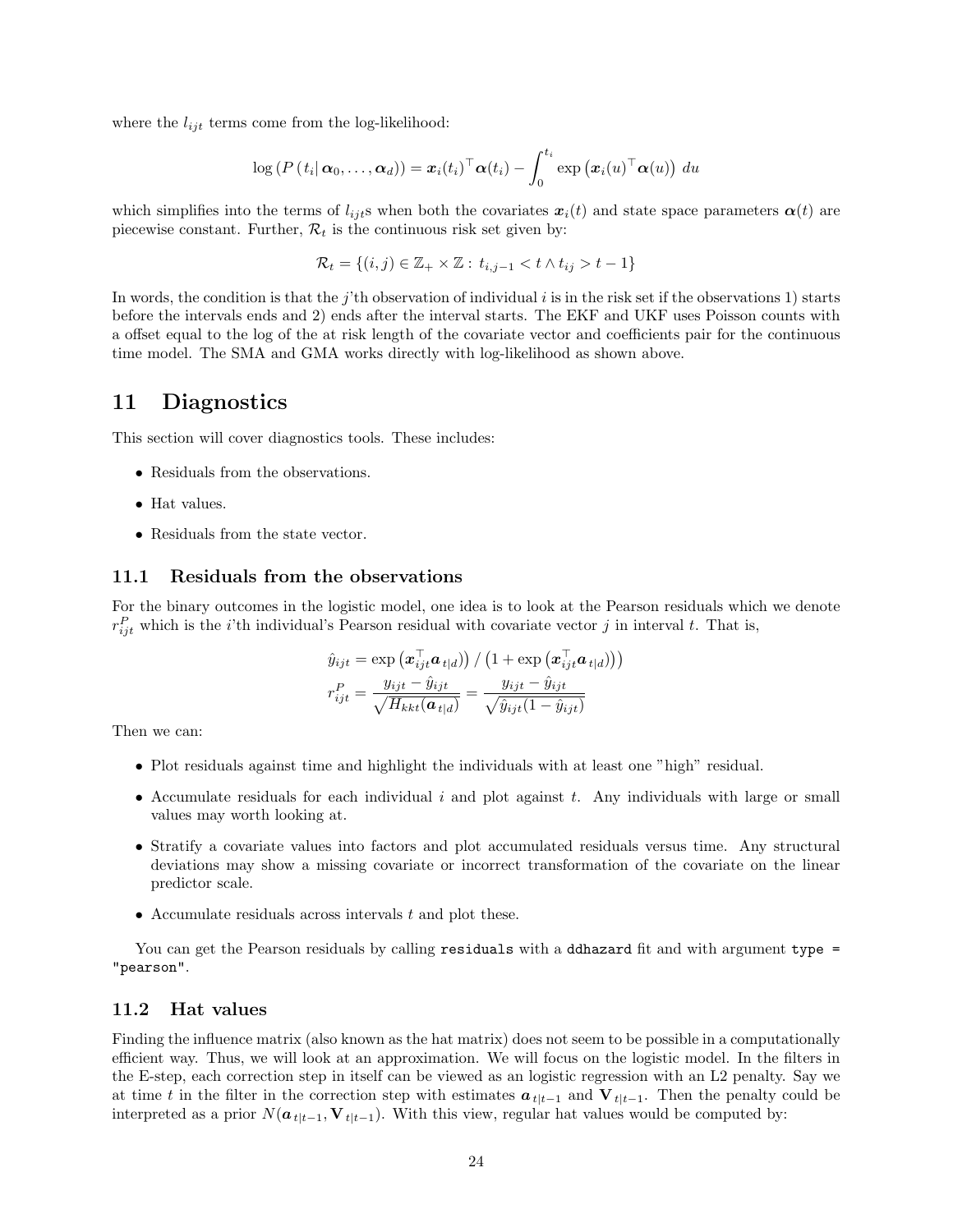where the $l_{ijt}$ terms come from the log-likelihood:

$$\log\left(P\left(t_i \middle| \boldsymbol{\alpha}_0, \dots, \boldsymbol{\alpha}_d\right)\right) = \boldsymbol{x}_i(t_i)^\top \boldsymbol{\alpha}(t_i) - \int_0^{t_i} \exp\left(\boldsymbol{x}_i(u)^\top \boldsymbol{\alpha}(u)\right) \, du$$

which simplifies into the terms of $l_{ijt}$s when both the covariates $\boldsymbol{x}_i(t)$ and state space parameters $\boldsymbol{\alpha}(t)$ are piecewise constant. Further, $\mathcal{R}_t$ is the continuous risk set given by:

$$\mathcal{R}_t = \left\{(i,j) \in \mathbb{Z}_+ \times \mathbb{Z} : \, t_{i,j-1} < t \wedge t_{ij} > t - 1\right\}$$

In words, the condition is that the $j$'th observation of individual $i$ is in the risk set if the observations 1) starts before the intervals ends and 2) ends after the interval starts. The EKF and UKF uses Poisson counts with a offset equal to the log of the at risk length of the covariate vector and coefficients pair for the continuous time model. The SMA and GMA works directly with log-likelihood as shown above.

# 11 Diagnostics

This section will cover diagnostics tools. These includes:

- Residuals from the observations.
- Hat values.
- Residuals from the state vector.

## 11.1 Residuals from the observations

For the binary outcomes in the logistic model, one idea is to look at the Pearson residuals which we denote $r_{ijt}^P$ which is the $i$'th individual's Pearson residual with covariate vector $j$ in interval $t$. That is,

$$\hat{y}_{ijt} = \exp\left(\boldsymbol{x}_{ijt}^\top \boldsymbol{a}_{t|d}\right) / \left(1 + \exp\left(\boldsymbol{x}_{ijt}^\top \boldsymbol{a}_{t|d}\right)\right)$$
$$r_{ijt}^P = \frac{y_{ijt} - \hat{y}_{ijt}}{\sqrt{H_{kkt}(\boldsymbol{a}_{t|d})}} = \frac{y_{ijt} - \hat{y}_{ijt}}{\sqrt{\hat{y}_{ijt}(1 - \hat{y}_{ijt})}}$$

Then we can:

- Plot residuals against time and highlight the individuals with at least one "high" residual.
- Accumulate residuals for each individual $i$ and plot against $t$. Any individuals with large or small values may worth looking at.
- Stratify a covariate values into factors and plot accumulated residuals versus time. Any structural deviations may show a missing covariate or incorrect transformation of the covariate on the linear predictor scale.
- Accumulate residuals across intervals $t$ and plot these.

You can get the Pearson residuals by calling `residuals` with a `ddhazard` fit and with argument `type = "pearson"`.

## 11.2 Hat values

Finding the influence matrix (also known as the hat matrix) does not seem to be possible in a computationally efficient way. Thus, we will look at an approximation. We will focus on the logistic model. In the filters in the E-step, each correction step in itself can be viewed as an logistic regression with an L2 penalty. Say we at time $t$ in the filter in the correction step with estimates $\boldsymbol{a}_{t|t-1}$ and $\mathbf{V}_{t|t-1}$. Then the penalty could be interpreted as a prior $N(\boldsymbol{a}_{t|t-1}, \mathbf{V}_{t|t-1})$. With this view, regular hat values would be computed by: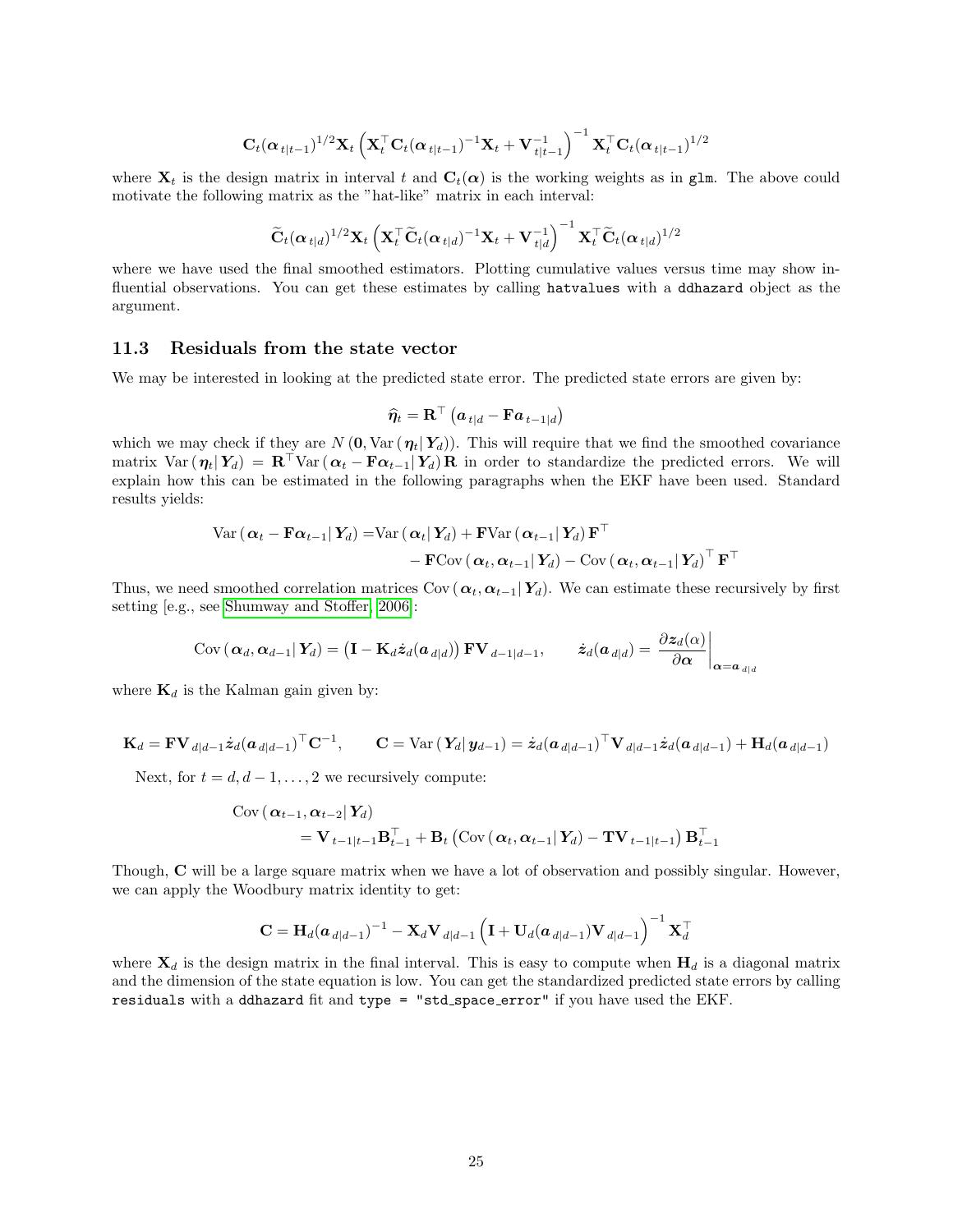$$\mathbf{C}_t(\boldsymbol{\alpha}_{t|t-1})^{1/2}\mathbf{X}_t\left(\mathbf{X}_t^\top\mathbf{C}_t(\boldsymbol{\alpha}_{t|t-1})^{-1}\mathbf{X}_t+\mathbf{V}_{t|t-1}^{-1}\right)^{-1}\mathbf{X}_t^\top\mathbf{C}_t(\boldsymbol{\alpha}_{t|t-1})^{1/2}$$

where $\mathbf{X}_t$ is the design matrix in interval $t$ and $\mathbf{C}_t(\boldsymbol{\alpha})$ is the working weights as in `glm`. The above could motivate the following matrix as the "hat-like" matrix in each interval:

$$\widetilde{\mathbf{C}}_t(\boldsymbol{\alpha}_{t|d})^{1/2}\mathbf{X}_t\left(\mathbf{X}_t^\top\widetilde{\mathbf{C}}_t(\boldsymbol{\alpha}_{t|d})^{-1}\mathbf{X}_t+\mathbf{V}_{t|d}^{-1}\right)^{-1}\mathbf{X}_t^\top\widetilde{\mathbf{C}}_t(\boldsymbol{\alpha}_{t|d})^{1/2}$$

where we have used the final smoothed estimators. Plotting cumulative values versus time may show influential observations. You can get these estimates by calling `hatvalues` with a `ddhazard` object as the argument.

### 11.3 Residuals from the state vector

We may be interested in looking at the predicted state error. The predicted state errors are given by:

$$\widehat{\boldsymbol{\eta}}_t=\mathbf{R}^\top\left(\boldsymbol{a}_{t|d}-\mathbf{F}\boldsymbol{a}_{t-1|d}\right)$$

which we may check if they are $N\left(\mathbf{0},\operatorname{Var}\left(\boldsymbol{\eta}_t|\,\boldsymbol{Y}_d\right)\right)$. This will require that we find the smoothed covariance matrix $\operatorname{Var}\left(\boldsymbol{\eta}_t|\,\boldsymbol{Y}_d\right)=\mathbf{R}^\top\operatorname{Var}\left(\boldsymbol{\alpha}_t-\mathbf{F}\boldsymbol{\alpha}_{t-1}|\,\boldsymbol{Y}_d\right)\mathbf{R}$ in order to standardize the predicted errors. We will explain how this can be estimated in the following paragraphs when the EKF have been used. Standard results yields:

$$\begin{aligned}\operatorname{Var}\left(\boldsymbol{\alpha}_t-\mathbf{F}\boldsymbol{\alpha}_{t-1}|\,\boldsymbol{Y}_d\right)=&\operatorname{Var}\left(\boldsymbol{\alpha}_t|\,\boldsymbol{Y}_d\right)+\mathbf{F}\operatorname{Var}\left(\boldsymbol{\alpha}_{t-1}|\,\boldsymbol{Y}_d\right)\mathbf{F}^\top\\&-\mathbf{F}\operatorname{Cov}\left(\boldsymbol{\alpha}_t,\boldsymbol{\alpha}_{t-1}|\,\boldsymbol{Y}_d\right)-\operatorname{Cov}\left(\boldsymbol{\alpha}_t,\boldsymbol{\alpha}_{t-1}|\,\boldsymbol{Y}_d\right)^\top\mathbf{F}^\top\end{aligned}$$

Thus, we need smoothed correlation matrices $\operatorname{Cov}\left(\boldsymbol{\alpha}_t,\boldsymbol{\alpha}_{t-1}|\,\boldsymbol{Y}_d\right)$. We can estimate these recursively by first setting [e.g., see Shumway and Stoffer, 2006]:

$$\operatorname{Cov}\left(\boldsymbol{\alpha}_d,\boldsymbol{\alpha}_{d-1}|\,\boldsymbol{Y}_d\right)=\left(\mathbf{I}-\mathbf{K}_d\dot{\boldsymbol{z}}_d(\boldsymbol{a}_{d|d})\right)\mathbf{F}\mathbf{V}_{d-1|d-1},\qquad\dot{\boldsymbol{z}}_d(\boldsymbol{a}_{d|d})=\left.\frac{\partial\boldsymbol{z}_d(\alpha)}{\partial\boldsymbol{\alpha}}\right|_{\boldsymbol{\alpha}=\boldsymbol{a}_{d|d}}$$

where $\mathbf{K}_d$ is the Kalman gain given by:

$$\mathbf{K}_d=\mathbf{F}\mathbf{V}_{d|d-1}\dot{\boldsymbol{z}}_d(\boldsymbol{a}_{d|d-1})^\top\mathbf{C}^{-1},\qquad\mathbf{C}=\operatorname{Var}\left(\boldsymbol{Y}_d|\,\boldsymbol{y}_{d-1}\right)=\dot{\boldsymbol{z}}_d(\boldsymbol{a}_{d|d-1})^\top\mathbf{V}_{d|d-1}\dot{\boldsymbol{z}}_d(\boldsymbol{a}_{d|d-1})+\mathbf{H}_d(\boldsymbol{a}_{d|d-1})$$

Next, for $t=d,d-1,\dots,2$ we recursively compute:

$$\begin{aligned}&\operatorname{Cov}\left(\boldsymbol{\alpha}_{t-1},\boldsymbol{\alpha}_{t-2}|\,\boldsymbol{Y}_d\right)\\&\qquad=\mathbf{V}_{t-1|t-1}\mathbf{B}_{t-1}^\top+\mathbf{B}_t\left(\operatorname{Cov}\left(\boldsymbol{\alpha}_t,\boldsymbol{\alpha}_{t-1}|\,\boldsymbol{Y}_d\right)-\mathbf{T}\mathbf{V}_{t-1|t-1}\right)\mathbf{B}_{t-1}^\top\end{aligned}$$

Though, $\mathbf{C}$ will be a large square matrix when we have a lot of observation and possibly singular. However, we can apply the Woodbury matrix identity to get:

$$\mathbf{C}=\mathbf{H}_d(\boldsymbol{a}_{d|d-1})^{-1}-\mathbf{X}_d\mathbf{V}_{d|d-1}\left(\mathbf{I}+\mathbf{U}_d(\boldsymbol{a}_{d|d-1})\mathbf{V}_{d|d-1}\right)^{-1}\mathbf{X}_d^\top$$

where $\mathbf{X}_d$ is the design matrix in the final interval. This is easy to compute when $\mathbf{H}_d$ is a diagonal matrix and the dimension of the state equation is low. You can get the standardized predicted state errors by calling `residuals` with a `ddhazard` fit and `type = "std_space_error"` if you have used the EKF.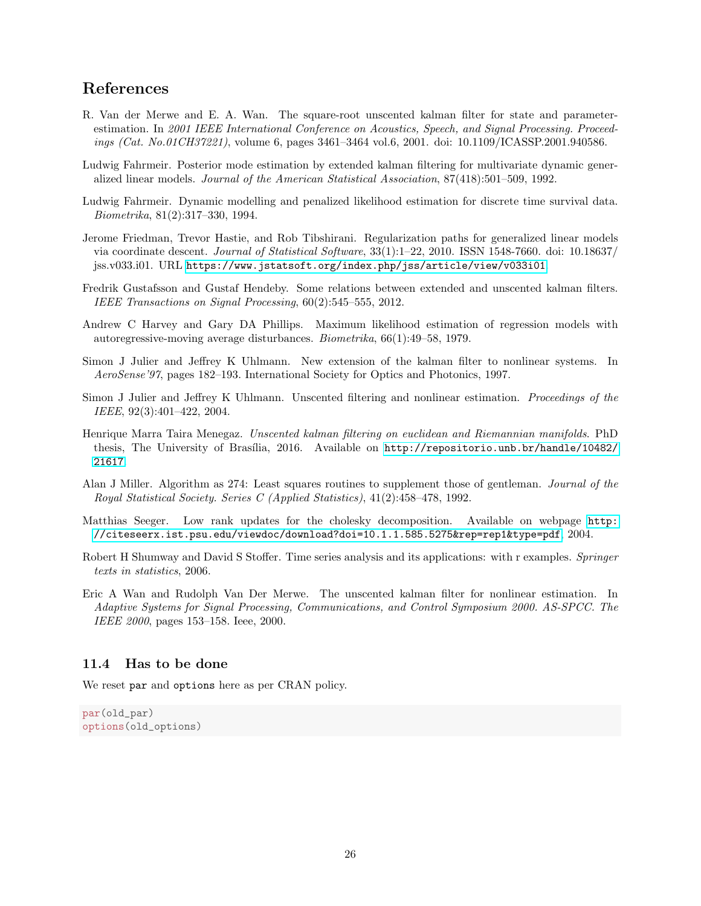# References

R. Van der Merwe and E. A. Wan. The square-root unscented kalman filter for state and parameter-estimation. In *2001 IEEE International Conference on Acoustics, Speech, and Signal Processing. Proceedings (Cat. No.01CH37221)*, volume 6, pages 3461–3464 vol.6, 2001. doi: 10.1109/ICASSP.2001.940586.

Ludwig Fahrmeir. Posterior mode estimation by extended kalman filtering for multivariate dynamic generalized linear models. *Journal of the American Statistical Association*, 87(418):501–509, 1992.

Ludwig Fahrmeir. Dynamic modelling and penalized likelihood estimation for discrete time survival data. *Biometrika*, 81(2):317–330, 1994.

Jerome Friedman, Trevor Hastie, and Rob Tibshirani. Regularization paths for generalized linear models via coordinate descent. *Journal of Statistical Software*, 33(1):1–22, 2010. ISSN 1548-7660. doi: 10.18637/jss.v033.i01. URL `https://www.jstatsoft.org/index.php/jss/article/view/v033i01`.

Fredrik Gustafsson and Gustaf Hendeby. Some relations between extended and unscented kalman filters. *IEEE Transactions on Signal Processing*, 60(2):545–555, 2012.

Andrew C Harvey and Gary DA Phillips. Maximum likelihood estimation of regression models with autoregressive-moving average disturbances. *Biometrika*, 66(1):49–58, 1979.

Simon J Julier and Jeffrey K Uhlmann. New extension of the kalman filter to nonlinear systems. In *AeroSense'97*, pages 182–193. International Society for Optics and Photonics, 1997.

Simon J Julier and Jeffrey K Uhlmann. Unscented filtering and nonlinear estimation. *Proceedings of the IEEE*, 92(3):401–422, 2004.

Henrique Marra Taira Menegaz. *Unscented kalman filtering on euclidean and Riemannian manifolds*. PhD thesis, The University of Brasília, 2016. Available on `http://repositorio.unb.br/handle/10482/21617`.

Alan J Miller. Algorithm as 274: Least squares routines to supplement those of gentleman. *Journal of the Royal Statistical Society. Series C (Applied Statistics)*, 41(2):458–478, 1992.

Matthias Seeger. Low rank updates for the cholesky decomposition. Available on webpage `http://citeseerx.ist.psu.edu/viewdoc/download?doi=10.1.1.585.5275&rep=rep1&type=pdf`, 2004.

Robert H Shumway and David S Stoffer. Time series analysis and its applications: with r examples. *Springer texts in statistics*, 2006.

Eric A Wan and Rudolph Van Der Merwe. The unscented kalman filter for nonlinear estimation. In *Adaptive Systems for Signal Processing, Communications, and Control Symposium 2000. AS-SPCC. The IEEE 2000*, pages 153–158. Ieee, 2000.

## 11.4 Has to be done

We reset `par` and `options` here as per CRAN policy.

```
par(old_par)
options(old_options)
```